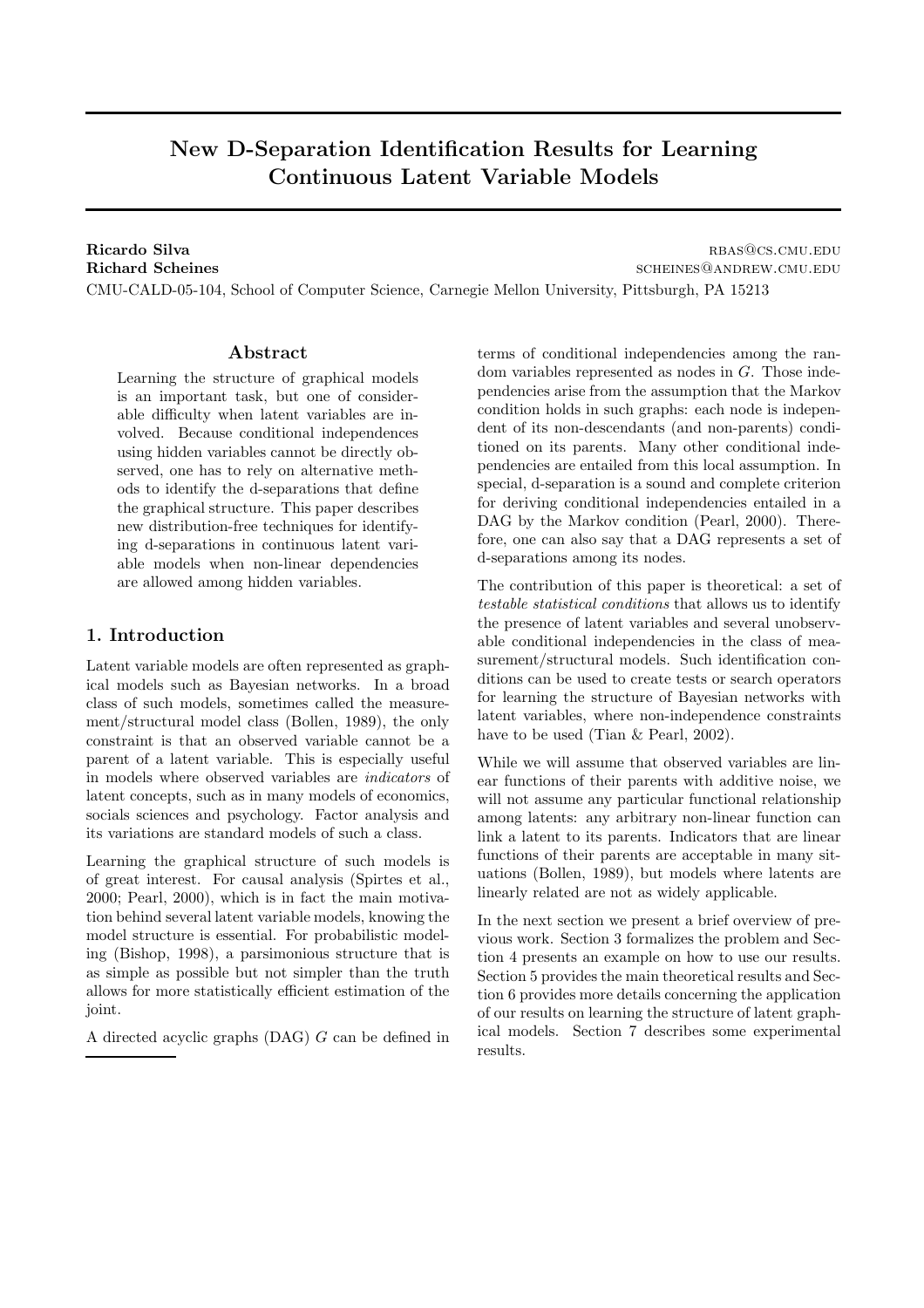# New D-Separation Identification Results for Learning Continuous Latent Variable Models

**Ricardo Silva** rbas@cs.cmu.edu
**Richard Scheines** scheines@andrew.cmu.edu
CMU-CALD-05-104, School of Computer Science, Carnegie Mellon University, Pittsburgh, PA 15213

## Abstract

Learning the structure of graphical models is an important task, but one of considerable difficulty when latent variables are involved. Because conditional independences using hidden variables cannot be directly observed, one has to rely on alternative methods to identify the d-separations that define the graphical structure. This paper describes new distribution-free techniques for identifying d-separations in continuous latent variable models when non-linear dependencies are allowed among hidden variables.

## 1. Introduction

Latent variable models are often represented as graphical models such as Bayesian networks. In a broad class of such models, sometimes called the measurement/structural model class (Bollen, 1989), the only constraint is that an observed variable cannot be a parent of a latent variable. This is especially useful in models where observed variables are *indicators* of latent concepts, such as in many models of economics, socials sciences and psychology. Factor analysis and its variations are standard models of such a class.

Learning the graphical structure of such models is of great interest. For causal analysis (Spirtes et al., 2000; Pearl, 2000), which is in fact the main motivation behind several latent variable models, knowing the model structure is essential. For probabilistic modeling (Bishop, 1998), a parsimonious structure that is as simple as possible but not simpler than the truth allows for more statistically efficient estimation of the joint.

A directed acyclic graphs (DAG) $G$ can be defined in terms of conditional independencies among the random variables represented as nodes in $G$. Those independencies arise from the assumption that the Markov condition holds in such graphs: each node is independent of its non-descendants (and non-parents) conditioned on its parents. Many other conditional independencies are entailed from this local assumption. In special, d-separation is a sound and complete criterion for deriving conditional independencies entailed in a DAG by the Markov condition (Pearl, 2000). Therefore, one can also say that a DAG represents a set of d-separations among its nodes.

The contribution of this paper is theoretical: a set of *testable statistical conditions* that allows us to identify the presence of latent variables and several unobservable conditional independencies in the class of measurement/structural models. Such identification conditions can be used to create tests or search operators for learning the structure of Bayesian networks with latent variables, where non-independence constraints have to be used (Tian & Pearl, 2002).

While we will assume that observed variables are linear functions of their parents with additive noise, we will not assume any particular functional relationship among latents: any arbitrary non-linear function can link a latent to its parents. Indicators that are linear functions of their parents are acceptable in many situations (Bollen, 1989), but models where latents are linearly related are not as widely applicable.

In the next section we present a brief overview of previous work. Section 3 formalizes the problem and Section 4 presents an example on how to use our results. Section 5 provides the main theoretical results and Section 6 provides more details concerning the application of our results on learning the structure of latent graphical models. Section 7 describes some experimental results.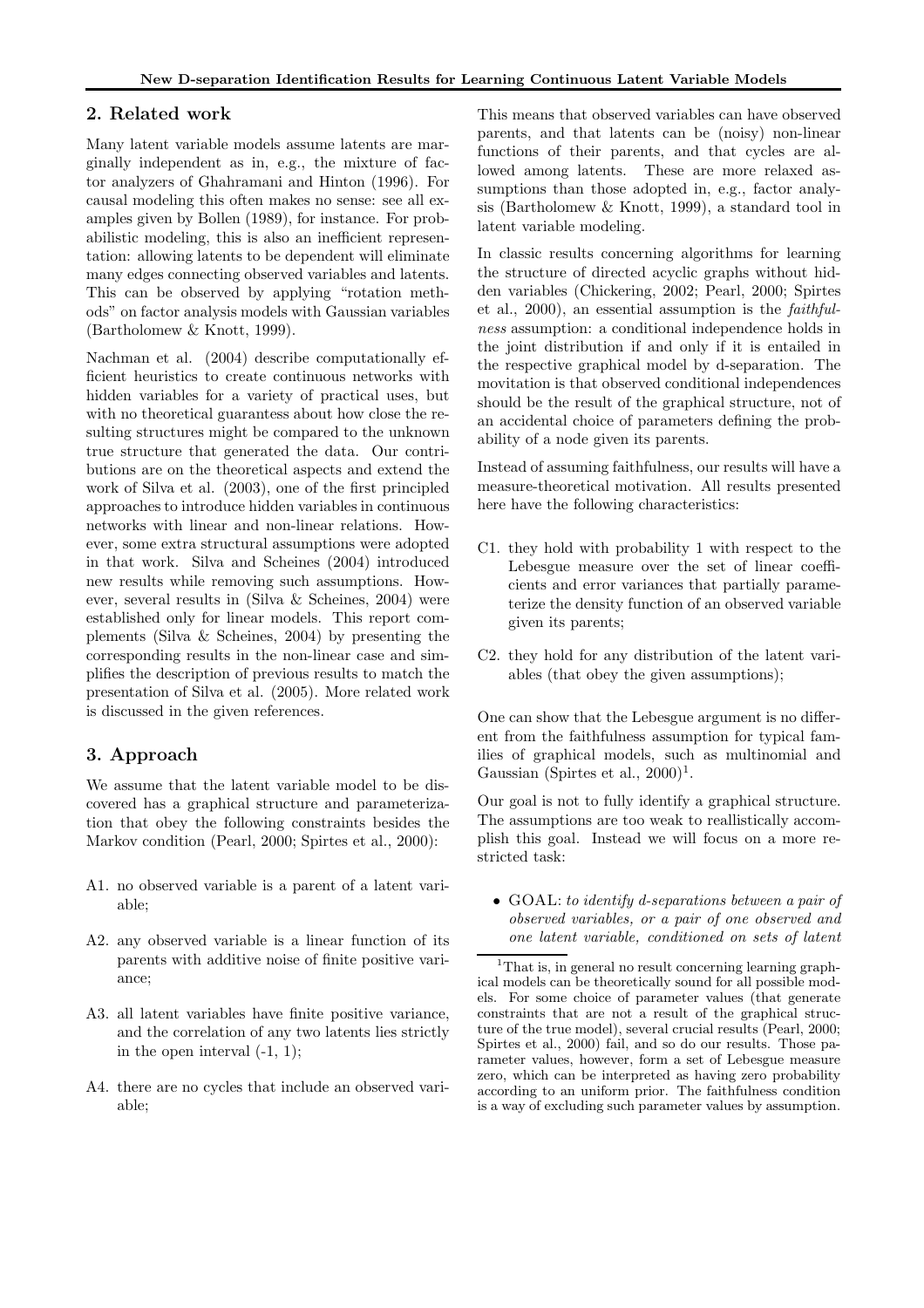## 2. Related work

Many latent variable models assume latents are marginally independent as in, e.g., the mixture of factor analyzers of Ghahramani and Hinton (1996). For causal modeling this often makes no sense: see all examples given by Bollen (1989), for instance. For probabilistic modeling, this is also an inefficient representation: allowing latents to be dependent will eliminate many edges connecting observed variables and latents. This can be observed by applying "rotation methods" on factor analysis models with Gaussian variables (Bartholomew & Knott, 1999).

Nachman et al. (2004) describe computationally efficient heuristics to create continuous networks with hidden variables for a variety of practical uses, but with no theoretical guarantess about how close the resulting structures might be compared to the unknown true structure that generated the data. Our contributions are on the theoretical aspects and extend the work of Silva et al. (2003), one of the first principled approaches to introduce hidden variables in continuous networks with linear and non-linear relations. However, some extra structural assumptions were adopted in that work. Silva and Scheines (2004) introduced new results while removing such assumptions. However, several results in (Silva & Scheines, 2004) were established only for linear models. This report complements (Silva & Scheines, 2004) by presenting the corresponding results in the non-linear case and simplifies the description of previous results to match the presentation of Silva et al. (2005). More related work is discussed in the given references.

## 3. Approach

We assume that the latent variable model to be discovered has a graphical structure and parameterization that obey the following constraints besides the Markov condition (Pearl, 2000; Spirtes et al., 2000):

- A1. no observed variable is a parent of a latent variable;
- A2. any observed variable is a linear function of its parents with additive noise of finite positive variance;
- A3. all latent variables have finite positive variance, and the correlation of any two latents lies strictly in the open interval (-1, 1);
- A4. there are no cycles that include an observed variable;

This means that observed variables can have observed parents, and that latents can be (noisy) non-linear functions of their parents, and that cycles are allowed among latents. These are more relaxed assumptions than those adopted in, e.g., factor analysis (Bartholomew & Knott, 1999), a standard tool in latent variable modeling.

In classic results concerning algorithms for learning the structure of directed acyclic graphs without hidden variables (Chickering, 2002; Pearl, 2000; Spirtes et al., 2000), an essential assumption is the *faithfulness* assumption: a conditional independence holds in the joint distribution if and only if it is entailed in the respective graphical model by d-separation. The movitation is that observed conditional independences should be the result of the graphical structure, not of an accidental choice of parameters defining the probability of a node given its parents.

Instead of assuming faithfulness, our results will have a measure-theoretical motivation. All results presented here have the following characteristics:

- C1. they hold with probability 1 with respect to the Lebesgue measure over the set of linear coefficients and error variances that partially parameterize the density function of an observed variable given its parents;
- C2. they hold for any distribution of the latent variables (that obey the given assumptions);

One can show that the Lebesgue argument is no different from the faithfulness assumption for typical families of graphical models, such as multinomial and Gaussian (Spirtes et al., 2000)[1].

Our goal is not to fully identify a graphical structure. The assumptions are too weak to reallistically accomplish this goal. Instead we will focus on a more restricted task:

- GOAL: *to identify d-separations between a pair of observed variables, or a pair of one observed and one latent variable, conditioned on sets of latent*

[1] That is, in general no result concerning learning graphical models can be theoretically sound for all possible models. For some choice of parameter values (that generate constraints that are not a result of the graphical structure of the true model), several crucial results (Pearl, 2000; Spirtes et al., 2000) fail, and so do our results. Those parameter values, however, form a set of Lebesgue measure zero, which can be interpreted as having zero probability according to an uniform prior. The faithfulness condition is a way of excluding such parameter values by assumption.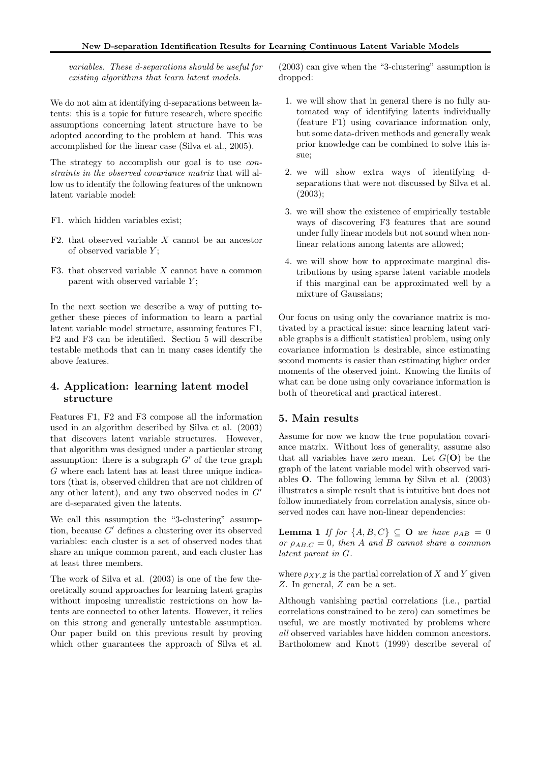*variables. These d-separations should be useful for existing algorithms that learn latent models.*

We do not aim at identifying d-separations between latents: this is a topic for future research, where specific assumptions concerning latent structure have to be adopted according to the problem at hand. This was accomplished for the linear case (Silva et al., 2005).

The strategy to accomplish our goal is to use *constraints in the observed covariance matrix* that will allow us to identify the following features of the unknown latent variable model:

F1. which hidden variables exist;

F2. that observed variable $X$ cannot be an ancestor of observed variable $Y$;

F3. that observed variable $X$ cannot have a common parent with observed variable $Y$;

In the next section we describe a way of putting together these pieces of information to learn a partial latent variable model structure, assuming features F1, F2 and F3 can be identified. Section 5 will describe testable methods that can in many cases identify the above features.

## 4. Application: learning latent model structure

Features F1, F2 and F3 compose all the information used in an algorithm described by Silva et al. (2003) that discovers latent variable structures. However, that algorithm was designed under a particular strong assumption: there is a subgraph $G'$ of the true graph $G$ where each latent has at least three unique indicators (that is, observed children that are not children of any other latent), and any two observed nodes in $G'$ are d-separated given the latents.

We call this assumption the "3-clustering" assumption, because $G'$ defines a clustering over its observed variables: each cluster is a set of observed nodes that share an unique common parent, and each cluster has at least three members.

The work of Silva et al. (2003) is one of the few theoretically sound approaches for learning latent graphs without imposing unrealistic restrictions on how latents are connected to other latents. However, it relies on this strong and generally untestable assumption. Our paper build on this previous result by proving which other guarantees the approach of Silva et al. (2003) can give when the "3-clustering" assumption is dropped:

1. we will show that in general there is no fully automated way of identifying latents individually (feature F1) using covariance information only, but some data-driven methods and generally weak prior knowledge can be combined to solve this issue;
2. we will show extra ways of identifying d-separations that were not discussed by Silva et al. (2003);
3. we will show the existence of empirically testable ways of discovering F3 features that are sound under fully linear models but not sound when non-linear relations among latents are allowed;
4. we will show how to approximate marginal distributions by using sparse latent variable models if this marginal can be approximated well by a mixture of Gaussians;

Our focus on using only the covariance matrix is motivated by a practical issue: since learning latent variable graphs is a difficult statistical problem, using only covariance information is desirable, since estimating second moments is easier than estimating higher order moments of the observed joint. Knowing the limits of what can be done using only covariance information is both of theoretical and practical interest.

## 5. Main results

Assume for now we know the true population covariance matrix. Without loss of generality, assume also that all variables have zero mean. Let $G(\mathbf{O})$ be the graph of the latent variable model with observed variables $\mathbf{O}$. The following lemma by Silva et al. (2003) illustrates a simple result that is intuitive but does not follow immediately from correlation analysis, since observed nodes can have non-linear dependencies:

**Lemma 1** *If for $\{A, B, C\} \subseteq \mathbf{O}$ we have $\rho_{AB} = 0$ or $\rho_{AB.C} = 0$, then $A$ and $B$ cannot share a common latent parent in $G$.*

where $\rho_{XY.Z}$ is the partial correlation of $X$ and $Y$ given $Z$. In general, $Z$ can be a set.

Although vanishing partial correlations (i.e., partial correlations constrained to be zero) can sometimes be useful, we are mostly motivated by problems where *all* observed variables have hidden common ancestors. Bartholomew and Knott (1999) describe several of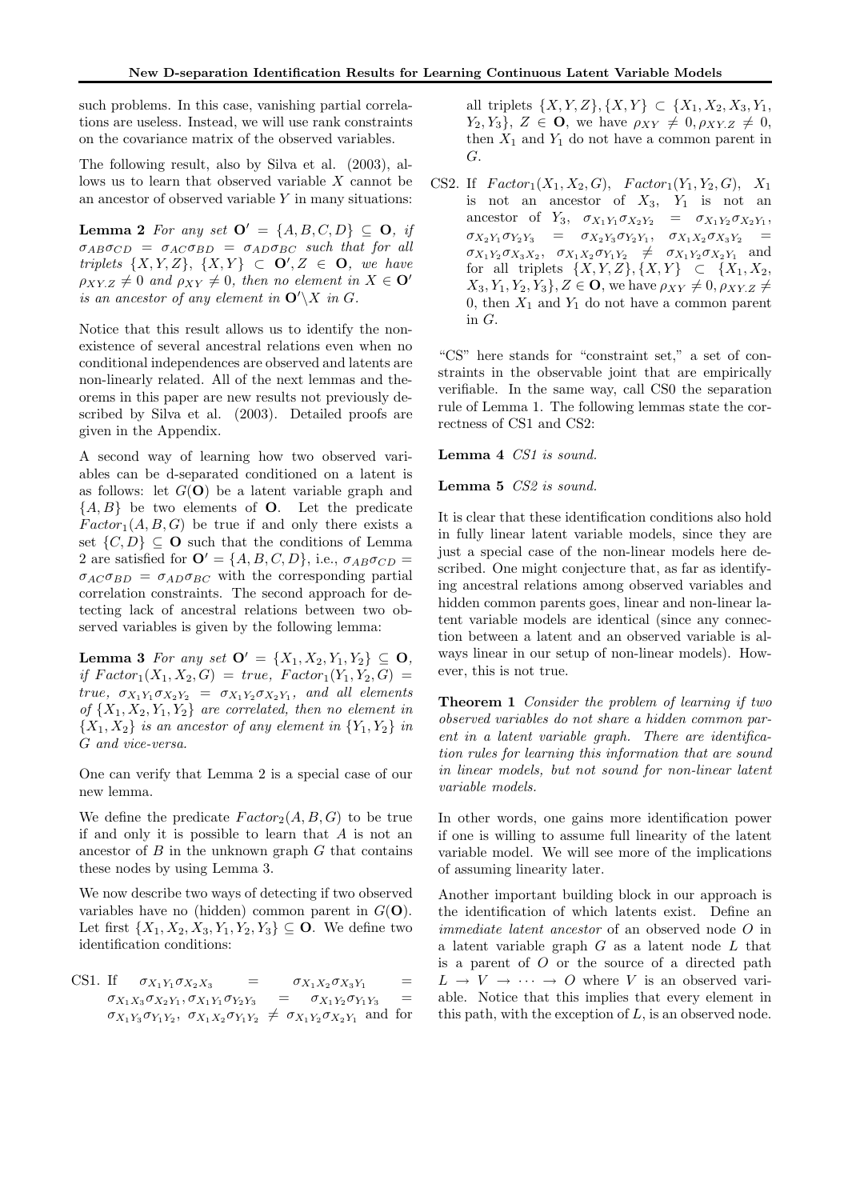such problems. In this case, vanishing partial correlations are useless. Instead, we will use rank constraints on the covariance matrix of the observed variables.

The following result, also by Silva et al. (2003), allows us to learn that observed variable $X$ cannot be an ancestor of observed variable $Y$ in many situations:

**Lemma 2** *For any set $\mathbf{O}' = \{A, B, C, D\} \subseteq \mathbf{O}$, if $\sigma_{AB}\sigma_{CD} = \sigma_{AC}\sigma_{BD} = \sigma_{AD}\sigma_{BC}$ such that for all triplets $\{X, Y, Z\}$, $\{X, Y\} \subset \mathbf{O}', Z \in \mathbf{O}$, we have $\rho_{XY.Z} \neq 0$ and $\rho_{XY} \neq 0$, then no element in $X \in \mathbf{O}'$ is an ancestor of any element in $\mathbf{O}' \backslash X$ in $G$.*

Notice that this result allows us to identify the nonexistence of several ancestral relations even when no conditional independences are observed and latents are non-linearly related. All of the next lemmas and theorems in this paper are new results not previously described by Silva et al. (2003). Detailed proofs are given in the Appendix.

A second way of learning how two observed variables can be d-separated conditioned on a latent is as follows: let $G(\mathbf{O})$ be a latent variable graph and $\{A, B\}$ be two elements of $\mathbf{O}$. Let the predicate $Factor_1(A, B, G)$ be true if and only there exists a set $\{C, D\} \subseteq \mathbf{O}$ such that the conditions of Lemma 2 are satisfied for $\mathbf{O}' = \{A, B, C, D\}$, i.e., $\sigma_{AB}\sigma_{CD} = \sigma_{AC}\sigma_{BD} = \sigma_{AD}\sigma_{BC}$ with the corresponding partial correlation constraints. The second approach for detecting lack of ancestral relations between two observed variables is given by the following lemma:

**Lemma 3** *For any set $\mathbf{O}' = \{X_1, X_2, Y_1, Y_2\} \subseteq \mathbf{O}$, if $Factor_1(X_1, X_2, G) = true$, $Factor_1(Y_1, Y_2, G) = true$, $\sigma_{X_1Y_1}\sigma_{X_2Y_2} = \sigma_{X_1Y_2}\sigma_{X_2Y_1}$, and all elements of $\{X_1, X_2, Y_1, Y_2\}$ are correlated, then no element in $\{X_1, X_2\}$ is an ancestor of any element in $\{Y_1, Y_2\}$ in $G$ and vice-versa.*

One can verify that Lemma 2 is a special case of our new lemma.

We define the predicate $Factor_2(A, B, G)$ to be true if and only it is possible to learn that $A$ is not an ancestor of $B$ in the unknown graph $G$ that contains these nodes by using Lemma 3.

We now describe two ways of detecting if two observed variables have no (hidden) common parent in $G(\mathbf{O})$. Let first $\{X_1, X_2, X_3, Y_1, Y_2, Y_3\} \subseteq \mathbf{O}$. We define two identification conditions:

CS1. If $\sigma_{X_1Y_1}\sigma_{X_2X_3} = \sigma_{X_1X_2}\sigma_{X_3Y_1} = \sigma_{X_1X_3}\sigma_{X_2Y_1}, \sigma_{X_1Y_1}\sigma_{Y_2Y_3} = \sigma_{X_1Y_2}\sigma_{Y_1Y_3} = \sigma_{X_1Y_3}\sigma_{Y_1Y_2}$, $\sigma_{X_1X_2}\sigma_{Y_1Y_2} \neq \sigma_{X_1Y_2}\sigma_{X_2Y_1}$ and for all triplets $\{X, Y, Z\}, \{X, Y\} \subset \{X_1, X_2, X_3, Y_1, Y_2, Y_3\}$, $Z \in \mathbf{O}$, we have $\rho_{XY} \neq 0, \rho_{XY.Z} \neq 0$, then $X_1$ and $Y_1$ do not have a common parent in $G$.

CS2. If $Factor_1(X_1, X_2, G)$, $Factor_1(Y_1, Y_2, G)$, $X_1$ is not an ancestor of $X_3$, $Y_1$ is not an ancestor of $Y_3$, $\sigma_{X_1Y_1}\sigma_{X_2Y_2} = \sigma_{X_1Y_2}\sigma_{X_2Y_1}$, $\sigma_{X_2Y_1}\sigma_{Y_2Y_3} = \sigma_{X_2Y_3}\sigma_{Y_2Y_1}$, $\sigma_{X_1X_2}\sigma_{X_3Y_2} = \sigma_{X_1Y_2}\sigma_{X_3X_2}$, $\sigma_{X_1X_2}\sigma_{Y_1Y_2} \neq \sigma_{X_1Y_2}\sigma_{X_2Y_1}$ and for all triplets $\{X, Y, Z\}, \{X, Y\} \subset \{X_1, X_2, X_3, Y_1, Y_2, Y_3\}, Z \in \mathbf{O}$, we have $\rho_{XY} \neq 0, \rho_{XY.Z} \neq 0$, then $X_1$ and $Y_1$ do not have a common parent in $G$.

"CS" here stands for "constraint set," a set of constraints in the observable joint that are empirically verifiable. In the same way, call CS0 the separation rule of Lemma 1. The following lemmas state the correctness of CS1 and CS2:

**Lemma 4** *CS1 is sound.*

**Lemma 5** *CS2 is sound.*

It is clear that these identification conditions also hold in fully linear latent variable models, since they are just a special case of the non-linear models here described. One might conjecture that, as far as identifying ancestral relations among observed variables and hidden common parents goes, linear and non-linear latent variable models are identical (since any connection between a latent and an observed variable is always linear in our setup of non-linear models). However, this is not true.

**Theorem 1** *Consider the problem of learning if two observed variables do not share a hidden common parent in a latent variable graph. There are identification rules for learning this information that are sound in linear models, but not sound for non-linear latent variable models.*

In other words, one gains more identification power if one is willing to assume full linearity of the latent variable model. We will see more of the implications of assuming linearity later.

Another important building block in our approach is the identification of which latents exist. Define an *immediate latent ancestor* of an observed node $O$ in a latent variable graph $G$ as a latent node $L$ that is a parent of $O$ or the source of a directed path $L \rightarrow V \rightarrow \cdots \rightarrow O$ where $V$ is an observed variable. Notice that this implies that every element in this path, with the exception of $L$, is an observed node.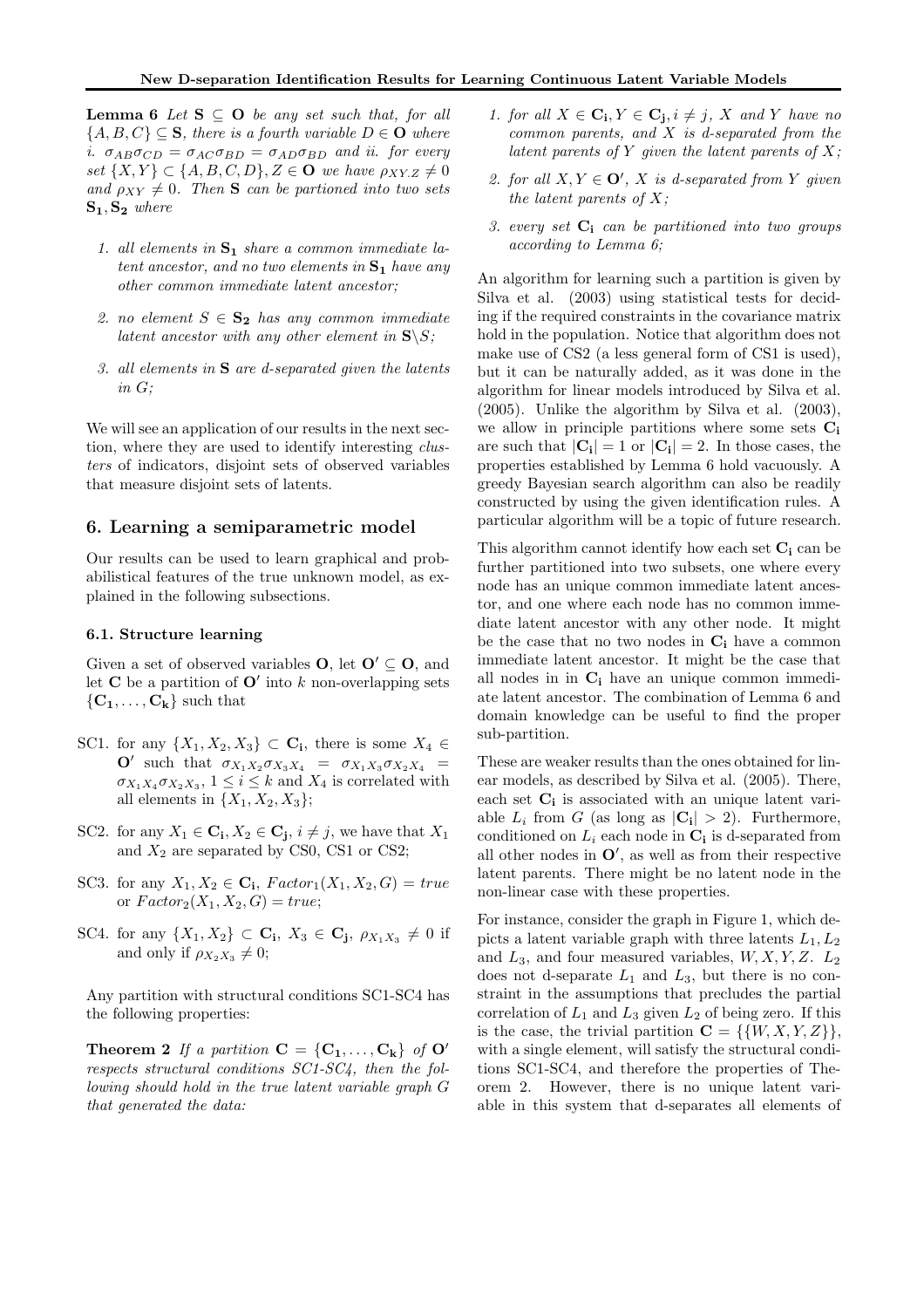**Lemma 6** *Let $\mathbf{S} \subseteq \mathbf{O}$ be any set such that, for all $\{A, B, C\} \subseteq \mathbf{S}$, there is a fourth variable $D \in \mathbf{O}$ where i. $\sigma_{AB}\sigma_{CD} = \sigma_{AC}\sigma_{BD} = \sigma_{AD}\sigma_{BD}$ and ii. for every set $\{X, Y\} \subset \{A, B, C, D\}, Z \in \mathbf{O}$ we have $\rho_{XY.Z} \neq 0$ and $\rho_{XY} \neq 0$. Then $\mathbf{S}$ can be partioned into two sets $\mathbf{S_1}, \mathbf{S_2}$ where*

1. *all elements in $\mathbf{S_1}$ share a common immediate latent ancestor, and no two elements in $\mathbf{S_1}$ have any other common immediate latent ancestor;*
2. *no element $S \in \mathbf{S_2}$ has any common immediate latent ancestor with any other element in $\mathbf{S} \backslash S$;*
3. *all elements in $\mathbf{S}$ are d-separated given the latents in $G$;*

We will see an application of our results in the next section, where they are used to identify interesting *clusters* of indicators, disjoint sets of observed variables that measure disjoint sets of latents.

## 6. Learning a semiparametric model

Our results can be used to learn graphical and probabilistical features of the true unknown model, as explained in the following subsections.

### 6.1. Structure learning

Given a set of observed variables $\mathbf{O}$, let $\mathbf{O'} \subseteq \mathbf{O}$, and let $\mathbf{C}$ be a partition of $\mathbf{O'}$ into $k$ non-overlapping sets $\{\mathbf{C_1}, \ldots, \mathbf{C_k}\}$ such that

SC1. for any $\{X_1, X_2, X_3\} \subset \mathbf{C_i}$, there is some $X_4 \in \mathbf{O'}$ such that $\sigma_{X_1X_2}\sigma_{X_3X_4} = \sigma_{X_1X_3}\sigma_{X_2X_4} = \sigma_{X_1X_4}\sigma_{X_2X_3}$, $1 \leq i \leq k$ and $X_4$ is correlated with all elements in $\{X_1, X_2, X_3\}$;

SC2. for any $X_1 \in \mathbf{C_i}, X_2 \in \mathbf{C_j}$, $i \neq j$, we have that $X_1$ and $X_2$ are separated by CS0, CS1 or CS2;

SC3. for any $X_1, X_2 \in \mathbf{C_i}$, $Factor_1(X_1, X_2, G) = true$ or $Factor_2(X_1, X_2, G) = true$;

SC4. for any $\{X_1, X_2\} \subset \mathbf{C_i}$, $X_3 \in \mathbf{C_j}$, $\rho_{X_1X_3} \neq 0$ if and only if $\rho_{X_2X_3} \neq 0$;

Any partition with structural conditions SC1-SC4 has the following properties:

**Theorem 2** *If a partition $\mathbf{C} = \{\mathbf{C_1}, \ldots, \mathbf{C_k}\}$ of $\mathbf{O'}$ respects structural conditions SC1-SC4, then the following should hold in the true latent variable graph $G$ that generated the data:*

1. *for all $X \in \mathbf{C_i}, Y \in \mathbf{C_j}, i \neq j$, $X$ and $Y$ have no common parents, and $X$ is d-separated from the latent parents of $Y$ given the latent parents of $X$;*
2. *for all $X, Y \in \mathbf{O'}$, $X$ is d-separated from $Y$ given the latent parents of $X$;*
3. *every set $\mathbf{C_i}$ can be partitioned into two groups according to Lemma 6;*

An algorithm for learning such a partition is given by Silva et al. (2003) using statistical tests for deciding if the required constraints in the covariance matrix hold in the population. Notice that algorithm does not make use of CS2 (a less general form of CS1 is used), but it can be naturally added, as it was done in the algorithm for linear models introduced by Silva et al. (2005). Unlike the algorithm by Silva et al. (2003), we allow in principle partitions where some sets $\mathbf{C_i}$ are such that $|\mathbf{C_i}| = 1$ or $|\mathbf{C_i}| = 2$. In those cases, the properties established by Lemma 6 hold vacuously. A greedy Bayesian search algorithm can also be readily constructed by using the given identification rules. A particular algorithm will be a topic of future research.

This algorithm cannot identify how each set $\mathbf{C_i}$ can be further partitioned into two subsets, one where every node has an unique common immediate latent ancestor, and one where each node has no common immediate latent ancestor with any other node. It might be the case that no two nodes in $\mathbf{C_i}$ have a common immediate latent ancestor. It might be the case that all nodes in in $\mathbf{C_i}$ have an unique common immediate latent ancestor. The combination of Lemma 6 and domain knowledge can be useful to find the proper sub-partition.

These are weaker results than the ones obtained for linear models, as described by Silva et al. (2005). There, each set $\mathbf{C_i}$ is associated with an unique latent variable $L_i$ from $G$ (as long as $|\mathbf{C_i}| > 2$). Furthermore, conditioned on $L_i$ each node in $\mathbf{C_i}$ is d-separated from all other nodes in $\mathbf{O'}$, as well as from their respective latent parents. There might be no latent node in the non-linear case with these properties.

For instance, consider the graph in Figure 1, which depicts a latent variable graph with three latents $L_1, L_2$ and $L_3$, and four measured variables, $W, X, Y, Z$. $L_2$ does not d-separate $L_1$ and $L_3$, but there is no constraint in the assumptions that precludes the partial correlation of $L_1$ and $L_3$ given $L_2$ of being zero. If this is the case, the trivial partition $\mathbf{C} = \{\{W, X, Y, Z\}\}$, with a single element, will satisfy the structural conditions SC1-SC4, and therefore the properties of Theorem 2. However, there is no unique latent variable in this system that d-separates all elements of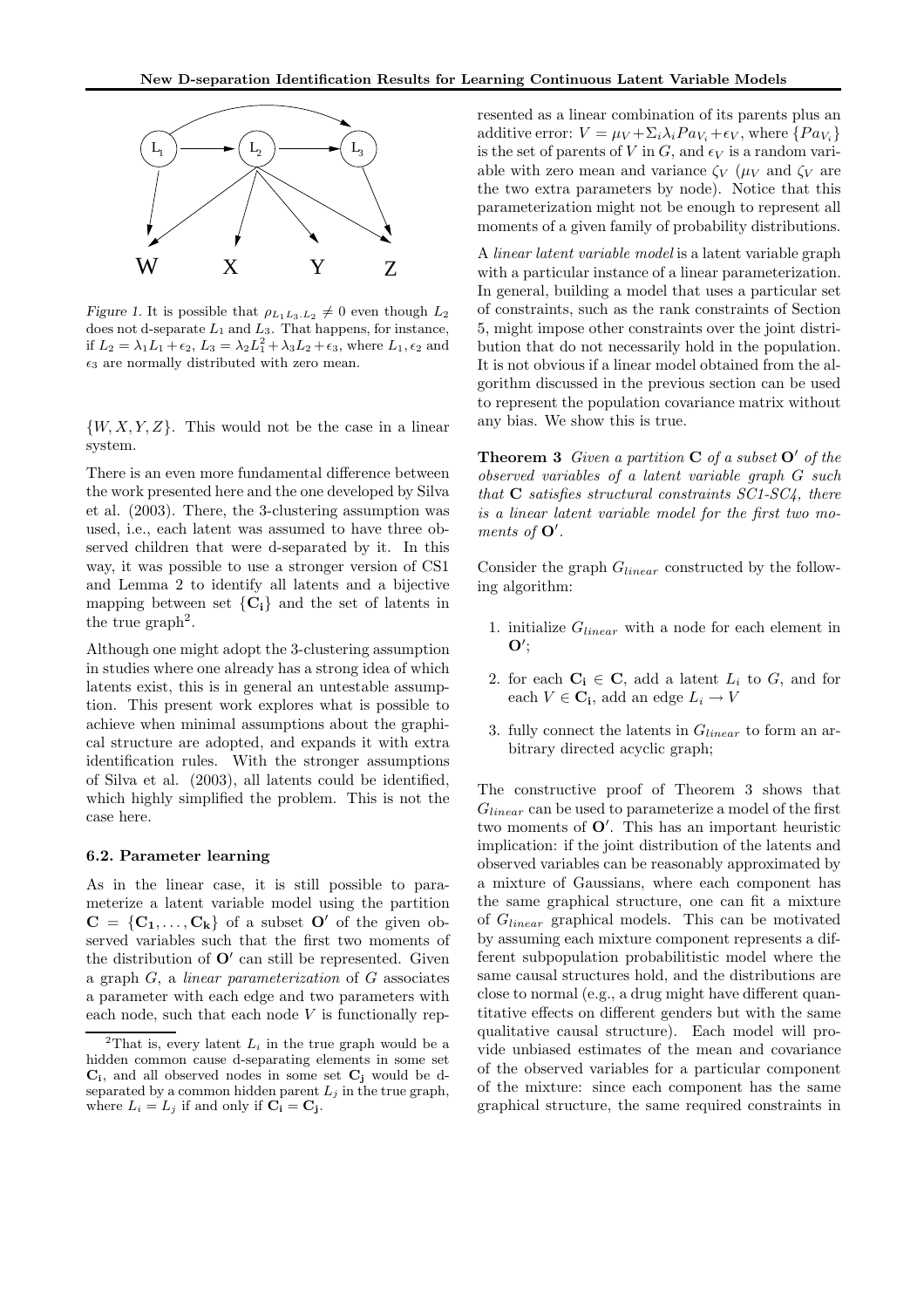*Figure 1.* It is possible that $\rho_{L_1 L_3 . L_2} \neq 0$ even though $L_2$ does not d-separate $L_1$ and $L_3$. That happens, for instance, if $L_2 = \lambda_1 L_1 + \epsilon_2$, $L_3 = \lambda_2 L_1^2 + \lambda_3 L_2 + \epsilon_3$, where $L_1, \epsilon_2$ and $\epsilon_3$ are normally distributed with zero mean.

$\{W, X, Y, Z\}$. This would not be the case in a linear system.

There is an even more fundamental difference between the work presented here and the one developed by Silva et al. (2003). There, the 3-clustering assumption was used, i.e., each latent was assumed to have three observed children that were d-separated by it. In this way, it was possible to use a stronger version of CS1 and Lemma 2 to identify all latents and a bijective mapping between set $\{\mathbf{C_i}\}$ and the set of latents in the true graph[2].

Although one might adopt the 3-clustering assumption in studies where one already has a strong idea of which latents exist, this is in general an untestable assumption. This present work explores what is possible to achieve when minimal assumptions about the graphical structure are adopted, and expands it with extra identification rules. With the stronger assumptions of Silva et al. (2003), all latents could be identified, which highly simplified the problem. This is not the case here.

### 6.2. Parameter learning

As in the linear case, it is still possible to parameterize a latent variable model using the partition $\mathbf{C} = \{\mathbf{C_1}, \ldots, \mathbf{C_k}\}$ of a subset $\mathbf{O}'$ of the given observed variables such that the first two moments of the distribution of $\mathbf{O}'$ can still be represented. Given a graph $G$, a *linear parameterization* of $G$ associates a parameter with each edge and two parameters with each node, such that each node $V$ is functionally represented as a linear combination of its parents plus an additive error: $V = \mu_V + \Sigma_i \lambda_i Pa_{V_i} + \epsilon_V$, where $\{Pa_{V_i}\}$ is the set of parents of $V$ in $G$, and $\epsilon_V$ is a random variable with zero mean and variance $\zeta_V$ ($\mu_V$ and $\zeta_V$ are the two extra parameters by node). Notice that this parameterization might not be enough to represent all moments of a given family of probability distributions.

A *linear latent variable model* is a latent variable graph with a particular instance of a linear parameterization. In general, building a model that uses a particular set of constraints, such as the rank constraints of Section 5, might impose other constraints over the joint distribution that do not necessarily hold in the population. It is not obvious if a linear model obtained from the algorithm discussed in the previous section can be used to represent the population covariance matrix without any bias. We show this is true.

**Theorem 3** *Given a partition $\mathbf{C}$ of a subset $\mathbf{O}'$ of the observed variables of a latent variable graph $G$ such that $\mathbf{C}$ satisfies structural constraints SC1-SC4, there is a linear latent variable model for the first two moments of $\mathbf{O}'$.*

Consider the graph $G_{linear}$ constructed by the following algorithm:

1. initialize $G_{linear}$ with a node for each element in $\mathbf{O}'$;
2. for each $\mathbf{C_i} \in \mathbf{C}$, add a latent $L_i$ to $G$, and for each $V \in \mathbf{C_i}$, add an edge $L_i \rightarrow V$
3. fully connect the latents in $G_{linear}$ to form an arbitrary directed acyclic graph;

The constructive proof of Theorem 3 shows that $G_{linear}$ can be used to parameterize a model of the first two moments of $\mathbf{O}'$. This has an important heuristic implication: if the joint distribution of the latents and observed variables can be reasonably approximated by a mixture of Gaussians, where each component has the same graphical structure, one can fit a mixture of $G_{linear}$ graphical models. This can be motivated by assuming each mixture component represents a different subpopulation probabilitistic model where the same causal structures hold, and the distributions are close to normal (e.g., a drug might have different quantitative effects on different genders but with the same qualitative causal structure). Each model will provide unbiased estimates of the mean and covariance of the observed variables for a particular component of the mixture: since each component has the same graphical structure, the same required constraints in

[2] That is, every latent $L_i$ in the true graph would be a hidden common cause d-separating elements in some set $\mathbf{C_i}$, and all observed nodes in some set $\mathbf{C_j}$ would be d-separated by a common hidden parent $L_j$ in the true graph, where $L_i = L_j$ if and only if $\mathbf{C_i} = \mathbf{C_j}$.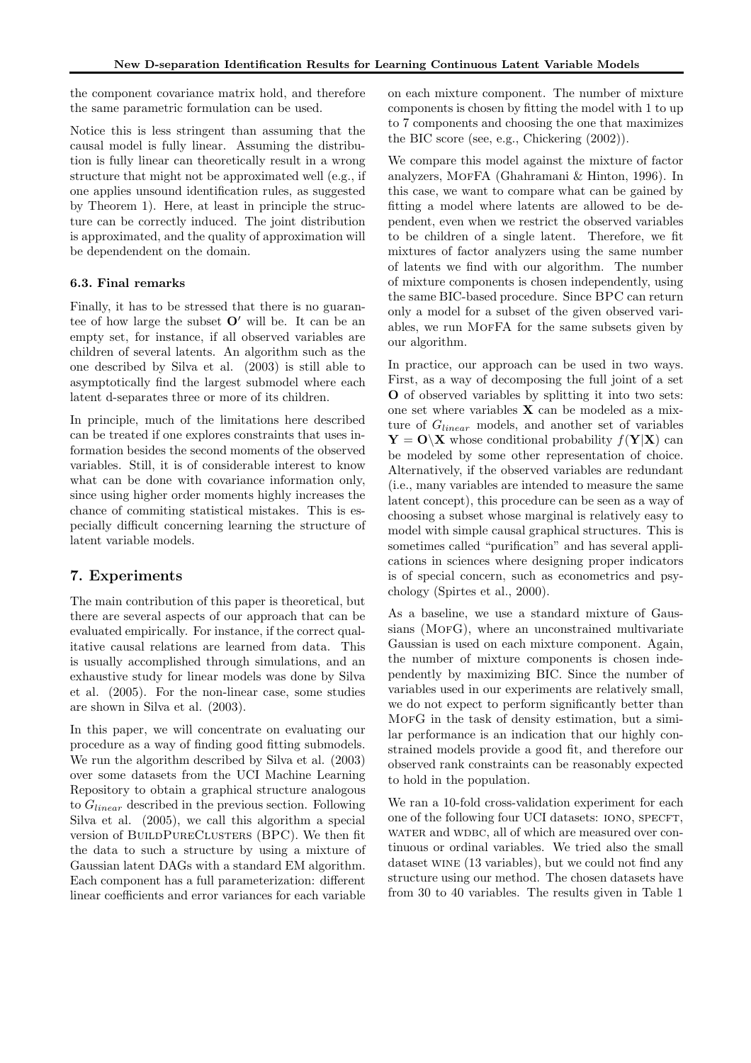the component covariance matrix hold, and therefore the same parametric formulation can be used.

Notice this is less stringent than assuming that the causal model is fully linear. Assuming the distribution is fully linear can theoretically result in a wrong structure that might not be approximated well (e.g., if one applies unsound identification rules, as suggested by Theorem 1). Here, at least in principle the structure can be correctly induced. The joint distribution is approximated, and the quality of approximation will be dependendent on the domain.

### 6.3. Final remarks

Finally, it has to be stressed that there is no guarantee of how large the subset $\mathbf{O}'$ will be. It can be an empty set, for instance, if all observed variables are children of several latents. An algorithm such as the one described by Silva et al. (2003) is still able to asymptotically find the largest submodel where each latent d-separates three or more of its children.

In principle, much of the limitations here described can be treated if one explores constraints that uses information besides the second moments of the observed variables. Still, it is of considerable interest to know what can be done with covariance information only, since using higher order moments highly increases the chance of commiting statistical mistakes. This is especially difficult concerning learning the structure of latent variable models.

## 7. Experiments

The main contribution of this paper is theoretical, but there are several aspects of our approach that can be evaluated empirically. For instance, if the correct qualitative causal relations are learned from data. This is usually accomplished through simulations, and an exhaustive study for linear models was done by Silva et al. (2005). For the non-linear case, some studies are shown in Silva et al. (2003).

In this paper, we will concentrate on evaluating our procedure as a way of finding good fitting submodels. We run the algorithm described by Silva et al. (2003) over some datasets from the UCI Machine Learning Repository to obtain a graphical structure analogous to $G_{linear}$ described in the previous section. Following Silva et al. (2005), we call this algorithm a special version of BuildPureClusters (BPC). We then fit the data to such a structure by using a mixture of Gaussian latent DAGs with a standard EM algorithm. Each component has a full parameterization: different linear coefficients and error variances for each variable on each mixture component. The number of mixture components is chosen by fitting the model with 1 to up to 7 components and choosing the one that maximizes the BIC score (see, e.g., Chickering (2002)).

We compare this model against the mixture of factor analyzers, MofFA (Ghahramani & Hinton, 1996). In this case, we want to compare what can be gained by fitting a model where latents are allowed to be dependent, even when we restrict the observed variables to be children of a single latent. Therefore, we fit mixtures of factor analyzers using the same number of latents we find with our algorithm. The number of mixture components is chosen independently, using the same BIC-based procedure. Since BPC can return only a model for a subset of the given observed variables, we run MofFA for the same subsets given by our algorithm.

In practice, our approach can be used in two ways. First, as a way of decomposing the full joint of a set $\mathbf{O}$ of observed variables by splitting it into two sets: one set where variables $\mathbf{X}$ can be modeled as a mixture of $G_{linear}$ models, and another set of variables $\mathbf{Y} = \mathbf{O} \backslash \mathbf{X}$ whose conditional probability $f(\mathbf{Y}|\mathbf{X})$ can be modeled by some other representation of choice. Alternatively, if the observed variables are redundant (i.e., many variables are intended to measure the same latent concept), this procedure can be seen as a way of choosing a subset whose marginal is relatively easy to model with simple causal graphical structures. This is sometimes called "purification" and has several applications in sciences where designing proper indicators is of special concern, such as econometrics and psychology (Spirtes et al., 2000).

As a baseline, we use a standard mixture of Gaussians (MofG), where an unconstrained multivariate Gaussian is used on each mixture component. Again, the number of mixture components is chosen independently by maximizing BIC. Since the number of variables used in our experiments are relatively small, we do not expect to perform significantly better than MofG in the task of density estimation, but a similar performance is an indication that our highly constrained models provide a good fit, and therefore our observed rank constraints can be reasonably expected to hold in the population.

We ran a 10-fold cross-validation experiment for each one of the following four UCI datasets: iono, specft, water and wdbc, all of which are measured over continuous or ordinal variables. We tried also the small dataset wine (13 variables), but we could not find any structure using our method. The chosen datasets have from 30 to 40 variables. The results given in Table 1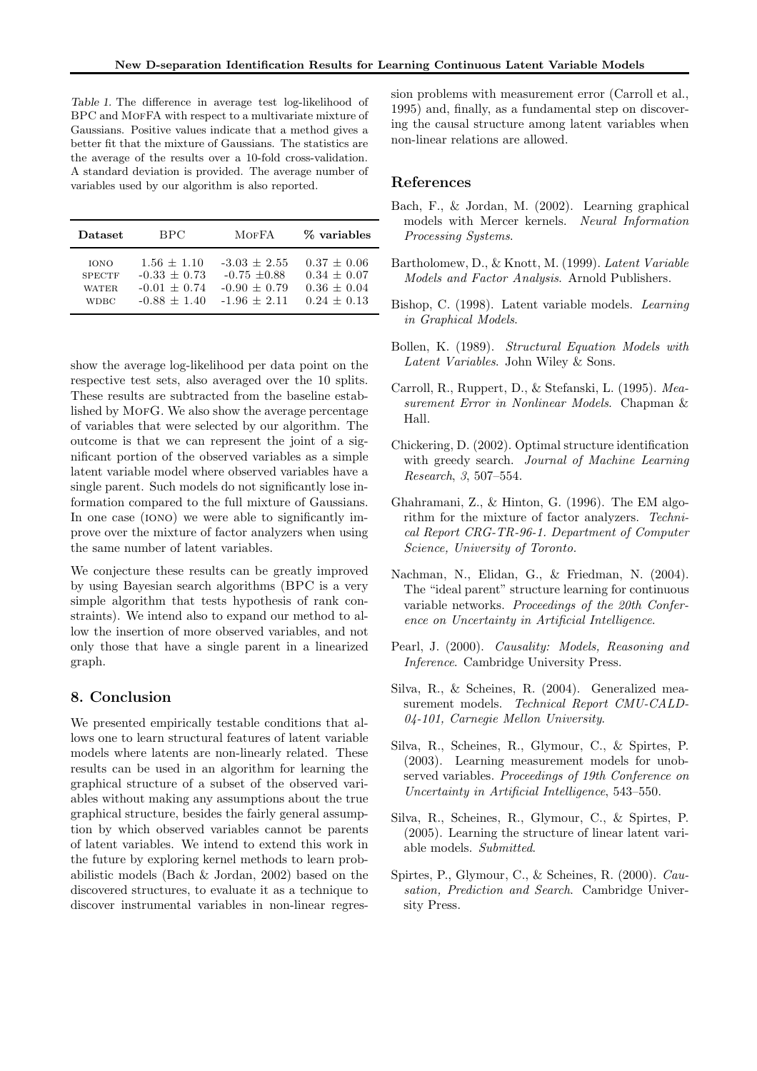Table 1. The difference in average test log-likelihood of BPC and MofFA with respect to a multivariate mixture of Gaussians. Positive values indicate that a method gives a better fit that the mixture of Gaussians. The statistics are the average of the results over a 10-fold cross-validation. A standard deviation is provided. The average number of variables used by our algorithm is also reported.

| Dataset | BPC | MofFA | % variables |
|---|---|---|---|
| IONO | $1.56 \pm 1.10$ | $-3.03 \pm 2.55$ | $0.37 \pm 0.06$ |
| SPECTF | $-0.33 \pm 0.73$ | $-0.75 \pm 0.88$ | $0.34 \pm 0.07$ |
| WATER | $-0.01 \pm 0.74$ | $-0.90 \pm 0.79$ | $0.36 \pm 0.04$ |
| WDBC | $-0.88 \pm 1.40$ | $-1.96 \pm 2.11$ | $0.24 \pm 0.13$ |

show the average log-likelihood per data point on the respective test sets, also averaged over the 10 splits. These results are subtracted from the baseline established by MofG. We also show the average percentage of variables that were selected by our algorithm. The outcome is that we can represent the joint of a significant portion of the observed variables as a simple latent variable model where observed variables have a single parent. Such models do not significantly lose information compared to the full mixture of Gaussians. In one case (IONO) we were able to significantly improve over the mixture of factor analyzers when using the same number of latent variables.

We conjecture these results can be greatly improved by using Bayesian search algorithms (BPC is a very simple algorithm that tests hypothesis of rank constraints). We intend also to expand our method to allow the insertion of more observed variables, and not only those that have a single parent in a linearized graph.

## 8. Conclusion

We presented empirically testable conditions that allows one to learn structural features of latent variable models where latents are non-linearly related. These results can be used in an algorithm for learning the graphical structure of a subset of the observed variables without making any assumptions about the true graphical structure, besides the fairly general assumption by which observed variables cannot be parents of latent variables. We intend to extend this work in the future by exploring kernel methods to learn probabilistic models (Bach & Jordan, 2002) based on the discovered structures, to evaluate it as a technique to discover instrumental variables in non-linear regression problems with measurement error (Carroll et al., 1995) and, finally, as a fundamental step on discovering the causal structure among latent variables when non-linear relations are allowed.

## References

Bach, F., & Jordan, M. (2002). Learning graphical models with Mercer kernels. *Neural Information Processing Systems*.

Bartholomew, D., & Knott, M. (1999). *Latent Variable Models and Factor Analysis*. Arnold Publishers.

Bishop, C. (1998). Latent variable models. *Learning in Graphical Models*.

Bollen, K. (1989). *Structural Equation Models with Latent Variables*. John Wiley & Sons.

Carroll, R., Ruppert, D., & Stefanski, L. (1995). *Measurement Error in Nonlinear Models*. Chapman & Hall.

Chickering, D. (2002). Optimal structure identification with greedy search. *Journal of Machine Learning Research*, *3*, 507–554.

Ghahramani, Z., & Hinton, G. (1996). The EM algorithm for the mixture of factor analyzers. *Technical Report CRG-TR-96-1. Department of Computer Science, University of Toronto.*

Nachman, N., Elidan, G., & Friedman, N. (2004). The "ideal parent" structure learning for continuous variable networks. *Proceedings of the 20th Conference on Uncertainty in Artificial Intelligence*.

Pearl, J. (2000). *Causality: Models, Reasoning and Inference*. Cambridge University Press.

Silva, R., & Scheines, R. (2004). Generalized measurement models. *Technical Report CMU-CALD-04-101, Carnegie Mellon University*.

Silva, R., Scheines, R., Glymour, C., & Spirtes, P. (2003). Learning measurement models for unobserved variables. *Proceedings of 19th Conference on Uncertainty in Artificial Intelligence*, 543–550.

Silva, R., Scheines, R., Glymour, C., & Spirtes, P. (2005). Learning the structure of linear latent variable models. *Submitted*.

Spirtes, P., Glymour, C., & Scheines, R. (2000). *Causation, Prediction and Search*. Cambridge University Press.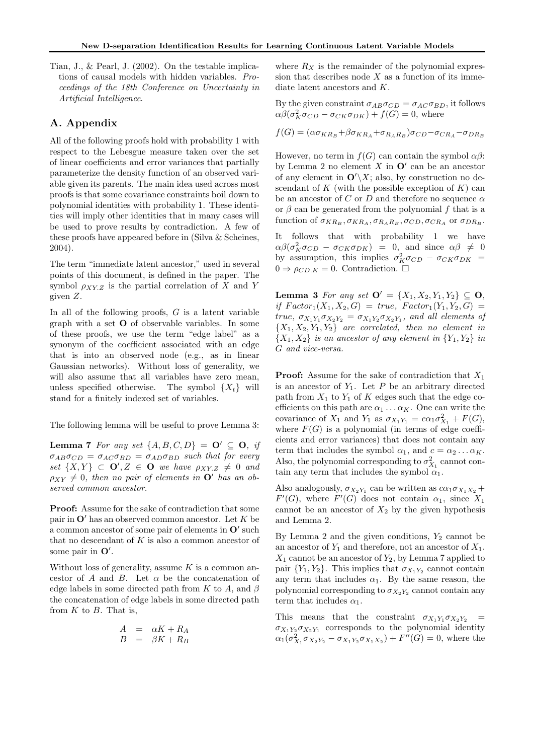Tian, J., & Pearl, J. (2002). On the testable implications of causal models with hidden variables. *Proceedings of the 18th Conference on Uncertainty in Artificial Intelligence*.

## A. Appendix

All of the following proofs hold with probability 1 with respect to the Lebesgue measure taken over the set of linear coefficients and error variances that partially parameterize the density function of an observed variable given its parents. The main idea used across most proofs is that some covariance constraints boil down to polynomial identities with probability 1. These identities will imply other identities that in many cases will be used to prove results by contradiction. A few of these proofs have appeared before in (Silva & Scheines, 2004).

The term "immediate latent ancestor," used in several points of this document, is defined in the paper. The symbol $\rho_{XY.Z}$ is the partial correlation of $X$ and $Y$ given $Z$.

In all of the following proofs, $G$ is a latent variable graph with a set $\mathbf{O}$ of observable variables. In some of these proofs, we use the term "edge label" as a synonym of the coefficient associated with an edge that is into an observed node (e.g., as in linear Gaussian networks). Without loss of generality, we will also assume that all variables have zero mean, unless specified otherwise. The symbol $\{X_t\}$ will stand for a finitely indexed set of variables.

The following lemma will be useful to prove Lemma 3:

**Lemma 7** *For any set $\{A, B, C, D\} = \mathbf{O}' \subseteq \mathbf{O}$, if $\sigma_{AB}\sigma_{CD} = \sigma_{AC}\sigma_{BD} = \sigma_{AD}\sigma_{BD}$ such that for every set $\{X, Y\} \subset \mathbf{O}', Z \in \mathbf{O}$ we have $\rho_{XY.Z} \neq 0$ and $\rho_{XY} \neq 0$, then no pair of elements in $\mathbf{O}'$ has an observed common ancestor.*

**Proof:** Assume for the sake of contradiction that some pair in $\mathbf{O}'$ has an observed common ancestor. Let $K$ be a common ancestor of some pair of elements in $\mathbf{O}'$ such that no descendant of $K$ is also a common ancestor of some pair in $\mathbf{O}'$.

Without loss of generality, assume $K$ is a common ancestor of $A$ and $B$. Let $\alpha$ be the concatenation of edge labels in some directed path from $K$ to $A$, and $\beta$ the concatenation of edge labels in some directed path from $K$ to $B$. That is,

$$
\begin{aligned}
A &= \alpha K + R_A \\
B &= \beta K + R_B
\end{aligned}
$$

where $R_X$ is the remainder of the polynomial expression that describes node $X$ as a function of its immediate latent ancestors and $K$.

By the given constraint $\sigma_{AB}\sigma_{CD} = \sigma_{AC}\sigma_{BD}$, it follows $\alpha\beta(\sigma_K^2\sigma_{CD} - \sigma_{CK}\sigma_{DK}) + f(G) = 0$, where

$$f(G) = (\alpha\sigma_{KR_B} + \beta\sigma_{KR_A} + \sigma_{R_AR_B})\sigma_{CD} - \sigma_{CR_A} - \sigma_{DR_B}$$

However, no term in $f(G)$ can contain the symbol $\alpha\beta$: by Lemma 2 no element $X$ in $\mathbf{O}'$ can be an ancestor of any element in $\mathbf{O}'\backslash X$; also, by construction no descendant of $K$ (with the possible exception of $K$) can be an ancestor of $C$ or $D$ and therefore no sequence $\alpha$ or $\beta$ can be generated from the polynomial $f$ that is a function of $\sigma_{KR_B}, \sigma_{KR_A}, \sigma_{R_AR_B}, \sigma_{CD}, \sigma_{CR_A}$ or $\sigma_{DR_B}$.

It follows that with probability 1 we have $\alpha\beta(\sigma_K^2\sigma_{CD} - \sigma_{CK}\sigma_{DK}) = 0$, and since $\alpha\beta \neq 0$ by assumption, this implies $\sigma_K^2\sigma_{CD} - \sigma_{CK}\sigma_{DK} = 0 \Rightarrow \rho_{CD.K} = 0$. Contradiction. $\Box$

**Lemma 3** *For any set $\mathbf{O}' = \{X_1, X_2, Y_1, Y_2\} \subseteq \mathbf{O}$, if $Factor_1(X_1, X_2, G) = true$, $Factor_1(Y_1, Y_2, G) = true$, $\sigma_{X_1Y_1}\sigma_{X_2Y_2} = \sigma_{X_1Y_2}\sigma_{X_2Y_1}$, and all elements of $\{X_1, X_2, Y_1, Y_2\}$ are correlated, then no element in $\{X_1, X_2\}$ is an ancestor of any element in $\{Y_1, Y_2\}$ in $G$ and vice-versa.*

**Proof:** Assume for the sake of contradiction that $X_1$ is an ancestor of $Y_1$. Let $P$ be an arbitrary directed path from $X_1$ to $Y_1$ of $K$ edges such that the edge coefficients on this path are $\alpha_1 \ldots \alpha_K$. One can write the covariance of $X_1$ and $Y_1$ as $\sigma_{X_1Y_1} = c\alpha_1\sigma_{X_1}^2 + F(G)$, where $F(G)$ is a polynomial (in terms of edge coefficients and error variances) that does not contain any term that includes the symbol $\alpha_1$, and $c = \alpha_2 \ldots \alpha_K$. Also, the polynomial corresponding to $\sigma_{X_1}^2$ cannot contain any term that includes the symbol $\alpha_1$.

Also analogously, $\sigma_{X_2Y_1}$ can be written as $c\alpha_1\sigma_{X_1X_2} + F'(G)$, where $F'(G)$ does not contain $\alpha_1$, since $X_1$ cannot be an ancestor of $X_2$ by the given hypothesis and Lemma 2.

By Lemma 2 and the given conditions, $Y_2$ cannot be an ancestor of $Y_1$ and therefore, not an ancestor of $X_1$. $X_1$ cannot be an ancestor of $Y_2$, by Lemma 7 applied to pair $\{Y_1, Y_2\}$. This implies that $\sigma_{X_1Y_2}$ cannot contain any term that includes $\alpha_1$. By the same reason, the polynomial corresponding to $\sigma_{X_2Y_2}$ cannot contain any term that includes $\alpha_1$.

This means that the constraint $\sigma_{X_1Y_1}\sigma_{X_2Y_2} = \sigma_{X_1Y_2}\sigma_{X_2Y_1}$ corresponds to the polynomial identity $\alpha_1(\sigma_{X_1}^2\sigma_{X_2Y_2} - \sigma_{X_1Y_2}\sigma_{X_1X_2}) + F''(G) = 0$, where the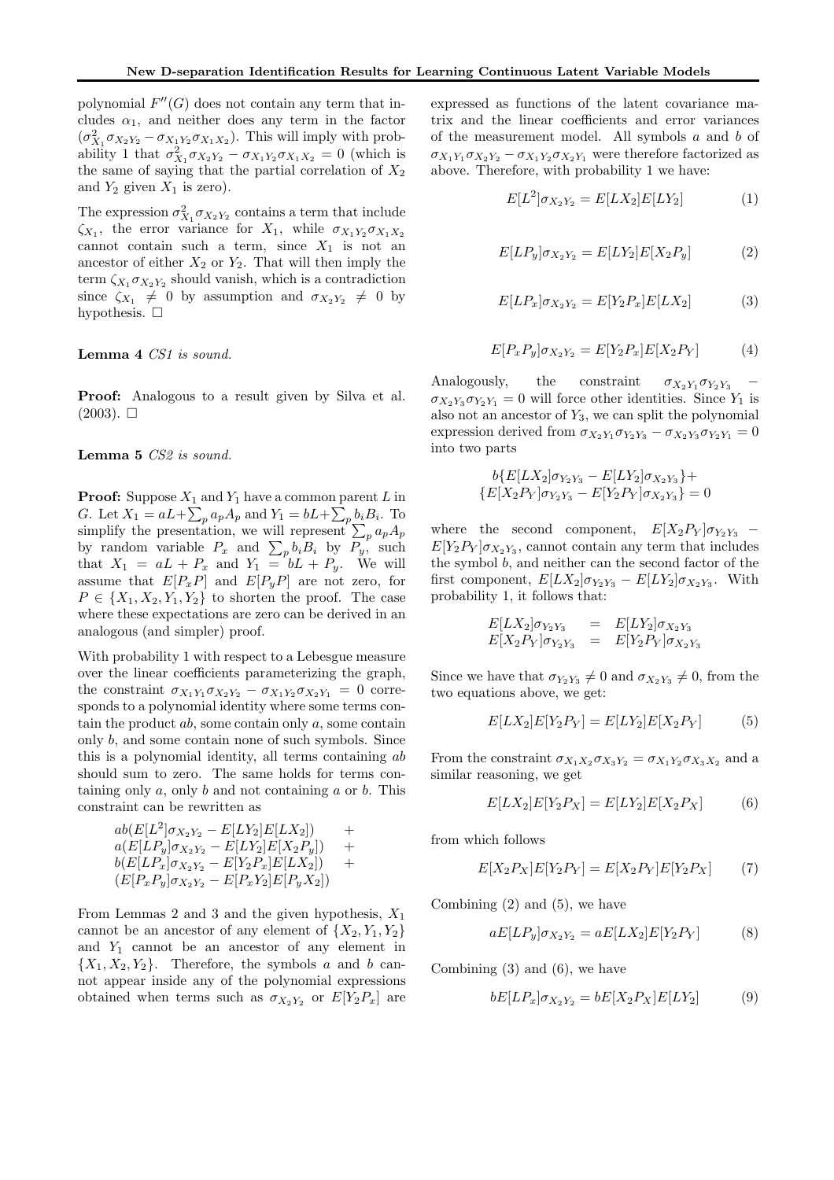polynomial $F''(G)$ does not contain any term that includes $\alpha_1$, and neither does any term in the factor $(\sigma^2_{X_1}\sigma_{X_2Y_2} - \sigma_{X_1Y_2}\sigma_{X_1X_2})$. This will imply with probability 1 that $\sigma^2_{X_1}\sigma_{X_2Y_2} - \sigma_{X_1Y_2}\sigma_{X_1X_2} = 0$ (which is the same of saying that the partial correlation of $X_2$ and $Y_2$ given $X_1$ is zero).

The expression $\sigma^2_{X_1}\sigma_{X_2Y_2}$ contains a term that include $\zeta_{X_1}$, the error variance for $X_1$, while $\sigma_{X_1Y_2}\sigma_{X_1X_2}$ cannot contain such a term, since $X_1$ is not an ancestor of either $X_2$ or $Y_2$. That will then imply the term $\zeta_{X_1}\sigma_{X_2Y_2}$ should vanish, which is a contradiction since $\zeta_{X_1} \neq 0$ by assumption and $\sigma_{X_2Y_2} \neq 0$ by hypothesis. □

**Lemma 4** *CS1 is sound.*

**Proof:** Analogous to a result given by Silva et al. (2003). □

**Lemma 5** *CS2 is sound.*

**Proof:** Suppose $X_1$ and $Y_1$ have a common parent $L$ in $G$. Let $X_1 = aL + \sum_p a_p A_p$ and $Y_1 = bL + \sum_p b_i B_i$. To simplify the presentation, we will represent $\sum_p a_p A_p$ by random variable $P_x$ and $\sum_p b_i B_i$ by $P_y$, such that $X_1 = aL + P_x$ and $Y_1 = bL + P_y$. We will assume that $E[P_x P]$ and $E[P_y P]$ are not zero, for $P \in \{X_1, X_2, Y_1, Y_2\}$ to shorten the proof. The case where these expectations are zero can be derived in an analogous (and simpler) proof.

With probability 1 with respect to a Lebesgue measure over the linear coefficients parameterizing the graph, the constraint $\sigma_{X_1Y_1}\sigma_{X_2Y_2} - \sigma_{X_1Y_2}\sigma_{X_2Y_1} = 0$ corresponds to a polynomial identity where some terms contain the product $ab$, some contain only $a$, some contain only $b$, and some contain none of such symbols. Since this is a polynomial identity, all terms containing $ab$ should sum to zero. The same holds for terms containing only $a$, only $b$ and not containing $a$ or $b$. This constraint can be rewritten as

$$
\begin{aligned}
&ab(E[L^2]\sigma_{X_2Y_2} - E[LY_2]E[LX_2]) &+\\
&a(E[LP_y]\sigma_{X_2Y_2} - E[LY_2]E[X_2P_y]) &+\\
&b(E[LP_x]\sigma_{X_2Y_2} - E[Y_2P_x]E[LX_2]) &+\\
&(E[P_xP_y]\sigma_{X_2Y_2} - E[P_xY_2]E[P_yX_2])
\end{aligned}
$$

From Lemmas 2 and 3 and the given hypothesis, $X_1$ cannot be an ancestor of any element of $\{X_2, Y_1, Y_2\}$ and $Y_1$ cannot be an ancestor of any element in $\{X_1, X_2, Y_2\}$. Therefore, the symbols $a$ and $b$ cannot appear inside any of the polynomial expressions obtained when terms such as $\sigma_{X_2Y_2}$ or $E[Y_2P_x]$ are expressed as functions of the latent covariance matrix and the linear coefficients and error variances of the measurement model. All symbols $a$ and $b$ of $\sigma_{X_1Y_1}\sigma_{X_2Y_2} - \sigma_{X_1Y_2}\sigma_{X_2Y_1}$ were therefore factorized as above. Therefore, with probability 1 we have:

$$E[L^2]\sigma_{X_2Y_2} = E[LX_2]E[LY_2] \tag{1}$$

$$E[LP_y]\sigma_{X_2Y_2} = E[LY_2]E[X_2P_y] \tag{2}$$

$$E[LP_x]\sigma_{X_2Y_2} = E[Y_2P_x]E[LX_2] \tag{3}$$

$$E[P_xP_y]\sigma_{X_2Y_2} = E[Y_2P_x]E[X_2P_Y] \tag{4}$$

Analogously, the constraint $\sigma_{X_2Y_1}\sigma_{Y_2Y_3} - \sigma_{X_2Y_3}\sigma_{Y_2Y_1} = 0$ will force other identities. Since $Y_1$ is also not an ancestor of $Y_3$, we can split the polynomial expression derived from $\sigma_{X_2Y_1}\sigma_{Y_2Y_3} - \sigma_{X_2Y_3}\sigma_{Y_2Y_1} = 0$ into two parts

$$
\begin{gathered}
b\{E[LX_2]\sigma_{Y_2Y_3} - E[LY_2]\sigma_{X_2Y_3}\}+\\
\{E[X_2P_Y]\sigma_{Y_2Y_3} - E[Y_2P_Y]\sigma_{X_2Y_3}\} = 0
\end{gathered}
$$

where the second component, $E[X_2P_Y]\sigma_{Y_2Y_3} - E[Y_2P_Y]\sigma_{X_2Y_3}$, cannot contain any term that includes the symbol $b$, and neither can the second factor of the first component, $E[LX_2]\sigma_{Y_2Y_3} - E[LY_2]\sigma_{X_2Y_3}$. With probability 1, it follows that:

$$
\begin{aligned}
E[LX_2]\sigma_{Y_2Y_3} &= E[LY_2]\sigma_{X_2Y_3}\\
E[X_2P_Y]\sigma_{Y_2Y_3} &= E[Y_2P_Y]\sigma_{X_2Y_3}
\end{aligned}
$$

Since we have that $\sigma_{Y_2Y_3} \neq 0$ and $\sigma_{X_2Y_3} \neq 0$, from the two equations above, we get:

$$E[LX_2]E[Y_2P_Y] = E[LY_2]E[X_2P_Y] \tag{5}$$

From the constraint $\sigma_{X_1X_2}\sigma_{X_3Y_2} = \sigma_{X_1Y_2}\sigma_{X_3X_2}$ and a similar reasoning, we get

$$E[LX_2]E[Y_2P_X] = E[LY_2]E[X_2P_X] \tag{6}$$

from which follows

$$E[X_2P_X]E[Y_2P_Y] = E[X_2P_Y]E[Y_2P_X] \tag{7}$$

Combining (2) and (5), we have

$$aE[LP_y]\sigma_{X_2Y_2} = aE[LX_2]E[Y_2P_Y] \tag{8}$$

Combining (3) and (6), we have

$$bE[LP_x]\sigma_{X_2Y_2} = bE[X_2P_X]E[LY_2] \tag{9}$$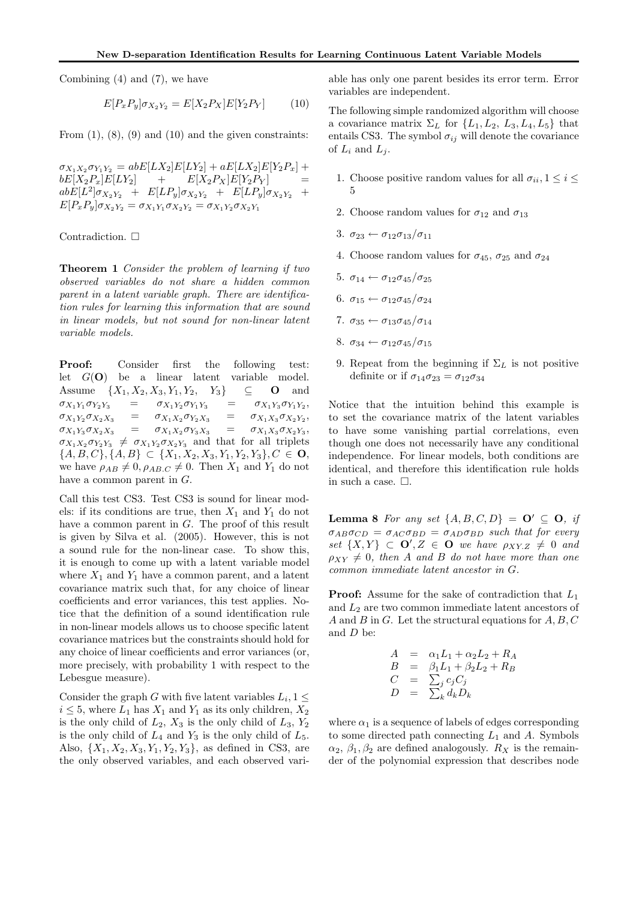Combining (4) and (7), we have

$$E[P_xP_y]\sigma_{X_2Y_2} = E[X_2P_X]E[Y_2P_Y] \qquad (10)$$

From (1), (8), (9) and (10) and the given constraints:

$\sigma_{X_1X_2}\sigma_{Y_1Y_2} = abE[LX_2]E[LY_2] + aE[LX_2]E[Y_2P_x] + bE[X_2P_x]E[LY_2] + E[X_2P_X]E[Y_2P_Y] = abE[L^2]\sigma_{X_2Y_2} + E[LP_y]\sigma_{X_2Y_2} + E[LP_y]\sigma_{X_2Y_2} + E[P_xP_y]\sigma_{X_2Y_2} = \sigma_{X_1Y_1}\sigma_{X_2Y_2} = \sigma_{X_1Y_2}\sigma_{X_2Y_1}$

Contradiction. □

**Theorem 1** *Consider the problem of learning if two observed variables do not share a hidden common parent in a latent variable graph. There are identification rules for learning this information that are sound in linear models, but not sound for non-linear latent variable models.*

**Proof:** Consider first the following test: let $G(\mathbf{O})$ be a linear latent variable model. Assume $\{X_1, X_2, X_3, Y_1, Y_2, Y_3\} \subseteq \mathbf{O}$ and $\sigma_{X_1Y_1}\sigma_{Y_2Y_3} = \sigma_{X_1Y_2}\sigma_{Y_1Y_3} = \sigma_{X_1Y_3}\sigma_{Y_1Y_2}$, $\sigma_{X_1Y_2}\sigma_{X_2X_3} = \sigma_{X_1X_2}\sigma_{Y_2X_3} = \sigma_{X_1X_3}\sigma_{X_2Y_2}$, $\sigma_{X_1Y_3}\sigma_{X_2X_3} = \sigma_{X_1X_2}\sigma_{Y_3X_3} = \sigma_{X_1X_3}\sigma_{X_2Y_3}$, $\sigma_{X_1X_2}\sigma_{Y_2Y_3} \neq \sigma_{X_1Y_2}\sigma_{X_2Y_3}$ and that for all triplets $\{A, B, C\}, \{A, B\} \subset \{X_1, X_2, X_3, Y_1, Y_2, Y_3\}, C \in \mathbf{O}$, we have $\rho_{AB} \neq 0, \rho_{AB.C} \neq 0$. Then $X_1$ and $Y_1$ do not have a common parent in $G$.

Call this test CS3. Test CS3 is sound for linear models: if its conditions are true, then $X_1$ and $Y_1$ do not have a common parent in $G$. The proof of this result is given by Silva et al. (2005). However, this is not a sound rule for the non-linear case. To show this, it is enough to come up with a latent variable model where $X_1$ and $Y_1$ have a common parent, and a latent covariance matrix such that, for any choice of linear coefficients and error variances, this test applies. Notice that the definition of a sound identification rule in non-linear models allows us to choose specific latent covariance matrices but the constraints should hold for any choice of linear coefficients and error variances (or, more precisely, with probability 1 with respect to the Lebesgue measure).

Consider the graph $G$ with five latent variables $L_i, 1 \leq i \leq 5$, where $L_1$ has $X_1$ and $Y_1$ as its only children, $X_2$ is the only child of $L_2$, $X_3$ is the only child of $L_3$, $Y_2$ is the only child of $L_4$ and $Y_3$ is the only child of $L_5$. Also, $\{X_1, X_2, X_3, Y_1, Y_2, Y_3\}$, as defined in CS3, are the only observed variables, and each observed variable has only one parent besides its error term. Error variables are independent.

The following simple randomized algorithm will choose a covariance matrix $\Sigma_L$ for $\{L_1, L_2, L_3, L_4, L_5\}$ that entails CS3. The symbol $\sigma_{ij}$ will denote the covariance of $L_i$ and $L_j$.

1. Choose positive random values for all $\sigma_{ii}, 1 \leq i \leq 5$
2. Choose random values for $\sigma_{12}$ and $\sigma_{13}$
3. $\sigma_{23} \leftarrow \sigma_{12}\sigma_{13}/\sigma_{11}$
4. Choose random values for $\sigma_{45}$, $\sigma_{25}$ and $\sigma_{24}$
5. $\sigma_{14} \leftarrow \sigma_{12}\sigma_{45}/\sigma_{25}$
6. $\sigma_{15} \leftarrow \sigma_{12}\sigma_{45}/\sigma_{24}$
7. $\sigma_{35} \leftarrow \sigma_{13}\sigma_{45}/\sigma_{14}$
8. $\sigma_{34} \leftarrow \sigma_{12}\sigma_{45}/\sigma_{15}$
9. Repeat from the beginning if $\Sigma_L$ is not positive definite or if $\sigma_{14}\sigma_{23} = \sigma_{12}\sigma_{34}$

Notice that the intuition behind this example is to set the covariance matrix of the latent variables to have some vanishing partial correlations, even though one does not necessarily have any conditional independence. For linear models, both conditions are identical, and therefore this identification rule holds in such a case. □.

**Lemma 8** *For any set $\{A, B, C, D\} = \mathbf{O}' \subseteq \mathbf{O}$, if $\sigma_{AB}\sigma_{CD} = \sigma_{AC}\sigma_{BD} = \sigma_{AD}\sigma_{BD}$ such that for every set $\{X, Y\} \subset \mathbf{O}', Z \in \mathbf{O}$ we have $\rho_{XY.Z} \neq 0$ and $\rho_{XY} \neq 0$, then $A$ and $B$ do not have more than one common immediate latent ancestor in $G$.*

**Proof:** Assume for the sake of contradiction that $L_1$ and $L_2$ are two common immediate latent ancestors of $A$ and $B$ in $G$. Let the structural equations for $A, B, C$ and $D$ be:

$$\begin{aligned}
A &= \alpha_1 L_1 + \alpha_2 L_2 + R_A \\
B &= \beta_1 L_1 + \beta_2 L_2 + R_B \\
C &= \textstyle\sum_j c_j C_j \\
D &= \textstyle\sum_k d_k D_k
\end{aligned}$$

where $\alpha_1$ is a sequence of labels of edges corresponding to some directed path connecting $L_1$ and $A$. Symbols $\alpha_2$, $\beta_1, \beta_2$ are defined analogously. $R_X$ is the remainder of the polynomial expression that describes node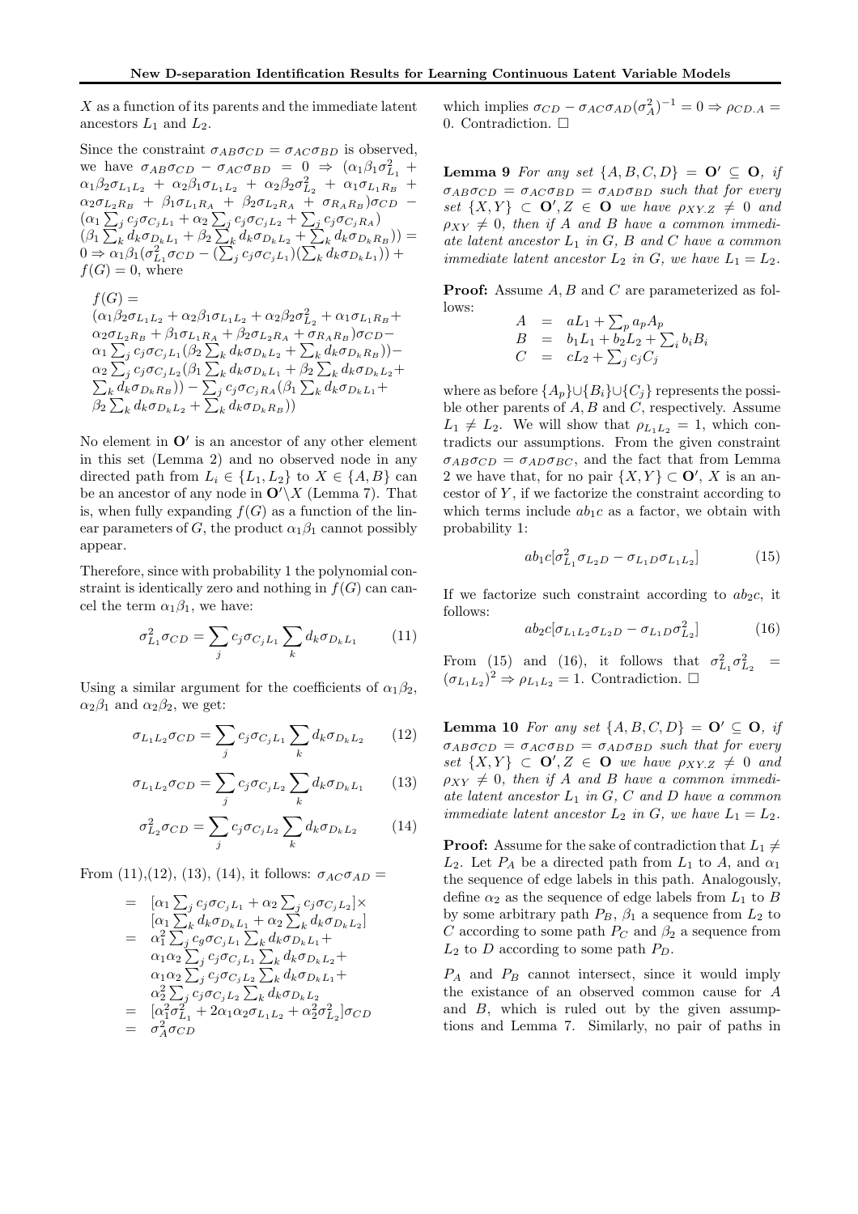$X$ as a function of its parents and the immediate latent ancestors $L_1$ and $L_2$.

Since the constraint $\sigma_{AB}\sigma_{CD} = \sigma_{AC}\sigma_{BD}$ is observed, we have $\sigma_{AB}\sigma_{CD} - \sigma_{AC}\sigma_{BD} = 0 \Rightarrow (\alpha_1\beta_1\sigma^2_{L_1} + \alpha_1\beta_2\sigma_{L_1L_2} + \alpha_2\beta_1\sigma_{L_1L_2} + \alpha_2\beta_2\sigma^2_{L_2} + \alpha_1\sigma_{L_1R_B} + \alpha_2\sigma_{L_2R_B} + \beta_1\sigma_{L_1R_A} + \beta_2\sigma_{L_2R_A} + \sigma_{R_AR_B})\sigma_{CD} - (\alpha_1\sum_j c_j\sigma_{C_jL_1} + \alpha_2\sum_j c_j\sigma_{C_jL_2} + \sum_j c_j\sigma_{C_jR_A})(\beta_1\sum_k d_k\sigma_{D_kL_1} + \beta_2\sum_k d_k\sigma_{D_kL_2} + \sum_k d_k\sigma_{D_kR_B})) = 0 \Rightarrow \alpha_1\beta_1(\sigma^2_{L_1}\sigma_{CD} - (\sum_j c_j\sigma_{C_jL_1})(\sum_k d_k\sigma_{D_kL_1})) + f(G) = 0$, where

$$
\begin{aligned}
f(G) &= \\
&(\alpha_1\beta_2\sigma_{L_1L_2} + \alpha_2\beta_1\sigma_{L_1L_2} + \alpha_2\beta_2\sigma^2_{L_2} + \alpha_1\sigma_{L_1R_B} + \\
&\alpha_2\sigma_{L_2R_B} + \beta_1\sigma_{L_1R_A} + \beta_2\sigma_{L_2R_A} + \sigma_{R_AR_B})\sigma_{CD} - \\
&\alpha_1\sum_j c_j\sigma_{C_jL_1}(\beta_2\sum_k d_k\sigma_{D_kL_2} + \sum_k d_k\sigma_{D_kR_B})) - \\
&\alpha_2\sum_j c_j\sigma_{C_jL_2}(\beta_1\sum_k d_k\sigma_{D_kL_1} + \beta_2\sum_k d_k\sigma_{D_kL_2} + \\
&\sum_k d_k\sigma_{D_kR_B})) - \sum_j c_j\sigma_{C_jR_A}(\beta_1\sum_k d_k\sigma_{D_kL_1} + \\
&\beta_2\sum_k d_k\sigma_{D_kL_2} + \sum_k d_k\sigma_{D_kR_B}))
\end{aligned}
$$

No element in $\mathbf{O}'$ is an ancestor of any other element in this set (Lemma 2) and no observed node in any directed path from $L_i \in \{L_1, L_2\}$ to $X \in \{A, B\}$ can be an ancestor of any node in $\mathbf{O}'\backslash X$ (Lemma 7). That is, when fully expanding $f(G)$ as a function of the linear parameters of $G$, the product $\alpha_1\beta_1$ cannot possibly appear.

Therefore, since with probability 1 the polynomial constraint is identically zero and nothing in $f(G)$ can cancel the term $\alpha_1\beta_1$, we have:

$$
\sigma^2_{L_1}\sigma_{CD} = \sum_j c_j\sigma_{C_jL_1}\sum_k d_k\sigma_{D_kL_1} \tag{11}
$$

Using a similar argument for the coefficients of $\alpha_1\beta_2$, $\alpha_2\beta_1$ and $\alpha_2\beta_2$, we get:

$$
\sigma_{L_1L_2}\sigma_{CD} = \sum_j c_j\sigma_{C_jL_1}\sum_k d_k\sigma_{D_kL_2} \tag{12}
$$

$$
\sigma_{L_1L_2}\sigma_{CD} = \sum_j c_j\sigma_{C_jL_2}\sum_k d_k\sigma_{D_kL_1} \tag{13}
$$

$$
\sigma^2_{L_2}\sigma_{CD} = \sum_j c_j\sigma_{C_jL_2}\sum_k d_k\sigma_{D_kL_2} \tag{14}
$$

From (11),(12), (13), (14), it follows: $\sigma_{AC}\sigma_{AD} =$

$$
\begin{aligned}
&= [\alpha_1\sum_j c_j\sigma_{C_jL_1} + \alpha_2\sum_j c_j\sigma_{C_jL_2}]\times \\
&\quad [\alpha_1\sum_k d_k\sigma_{D_kL_1} + \alpha_2\sum_k d_k\sigma_{D_kL_2}] \\
&= \alpha_1^2\sum_j c_g\sigma_{C_jL_1}\sum_k d_k\sigma_{D_kL_1} + \\
&\quad \alpha_1\alpha_2\sum_j c_j\sigma_{C_jL_1}\sum_k d_k\sigma_{D_kL_2} + \\
&\quad \alpha_1\alpha_2\sum_j c_j\sigma_{C_jL_2}\sum_k d_k\sigma_{D_kL_1} + \\
&\quad \alpha_2^2\sum_j c_j\sigma_{C_jL_2}\sum_k d_k\sigma_{D_kL_2} \\
&= [\alpha_1^2\sigma^2_{L_1} + 2\alpha_1\alpha_2\sigma_{L_1L_2} + \alpha_2^2\sigma^2_{L_2}]\sigma_{CD} \\
&= \sigma^2_A\sigma_{CD}
\end{aligned}
$$

which implies $\sigma_{CD} - \sigma_{AC}\sigma_{AD}(\sigma^2_A)^{-1} = 0 \Rightarrow \rho_{CD.A} = 0$. Contradiction. $\square$

**Lemma 9** *For any set $\{A, B, C, D\} = \mathbf{O}' \subseteq \mathbf{O}$, if $\sigma_{AB}\sigma_{CD} = \sigma_{AC}\sigma_{BD} = \sigma_{AD}\sigma_{BD}$ such that for every set $\{X, Y\} \subset \mathbf{O}', Z \in \mathbf{O}$ we have $\rho_{XY.Z} \neq 0$ and $\rho_{XY} \neq 0$, then if $A$ and $B$ have a common immediate latent ancestor $L_1$ in $G$, $B$ and $C$ have a common immediate latent ancestor $L_2$ in $G$, we have $L_1 = L_2$.*

**Proof:** Assume $A, B$ and $C$ are parameterized as follows:

$$
\begin{aligned}
A &= aL_1 + \textstyle\sum_p a_pA_p \\
B &= b_1L_1 + b_2L_2 + \textstyle\sum_i b_iB_i \\
C &= cL_2 + \textstyle\sum_j c_jC_j
\end{aligned}
$$

where as before $\{A_p\}\cup\{B_i\}\cup\{C_j\}$ represents the possible other parents of $A, B$ and $C$, respectively. Assume $L_1 \neq L_2$. We will show that $\rho_{L_1L_2} = 1$, which contradicts our assumptions. From the given constraint $\sigma_{AB}\sigma_{CD} = \sigma_{AD}\sigma_{BC}$, and the fact that from Lemma 2 we have that, for no pair $\{X, Y\} \subset \mathbf{O}'$, $X$ is an ancestor of $Y$, if we factorize the constraint according to which terms include $ab_1c$ as a factor, we obtain with probability 1:

$$
ab_1c[\sigma^2_{L_1}\sigma_{L_2D} - \sigma_{L_1D}\sigma_{L_1L_2}] \tag{15}
$$

If we factorize such constraint according to $ab_2c$, it follows:

$$
ab_2c[\sigma_{L_1L_2}\sigma_{L_2D} - \sigma_{L_1D}\sigma^2_{L_2}] \tag{16}
$$

From (15) and (16), it follows that $\sigma^2_{L_1}\sigma^2_{L_2} = (\sigma_{L_1L_2})^2 \Rightarrow \rho_{L_1L_2} = 1$. Contradiction. $\square$

**Lemma 10** *For any set $\{A, B, C, D\} = \mathbf{O}' \subseteq \mathbf{O}$, if $\sigma_{AB}\sigma_{CD} = \sigma_{AC}\sigma_{BD} = \sigma_{AD}\sigma_{BD}$ such that for every set $\{X, Y\} \subset \mathbf{O}', Z \in \mathbf{O}$ we have $\rho_{XY.Z} \neq 0$ and $\rho_{XY} \neq 0$, then if $A$ and $B$ have a common immediate latent ancestor $L_1$ in $G$, $C$ and $D$ have a common immediate latent ancestor $L_2$ in $G$, we have $L_1 = L_2$.*

**Proof:** Assume for the sake of contradiction that $L_1 \neq L_2$. Let $P_A$ be a directed path from $L_1$ to $A$, and $\alpha_1$ the sequence of edge labels in this path. Analogously, define $\alpha_2$ as the sequence of edge labels from $L_1$ to $B$ by some arbitrary path $P_B$, $\beta_1$ a sequence from $L_2$ to $C$ according to some path $P_C$ and $\beta_2$ a sequence from $L_2$ to $D$ according to some path $P_D$.

$P_A$ and $P_B$ cannot intersect, since it would imply the existance of an observed common cause for $A$ and $B$, which is ruled out by the given assumptions and Lemma 7. Similarly, no pair of paths in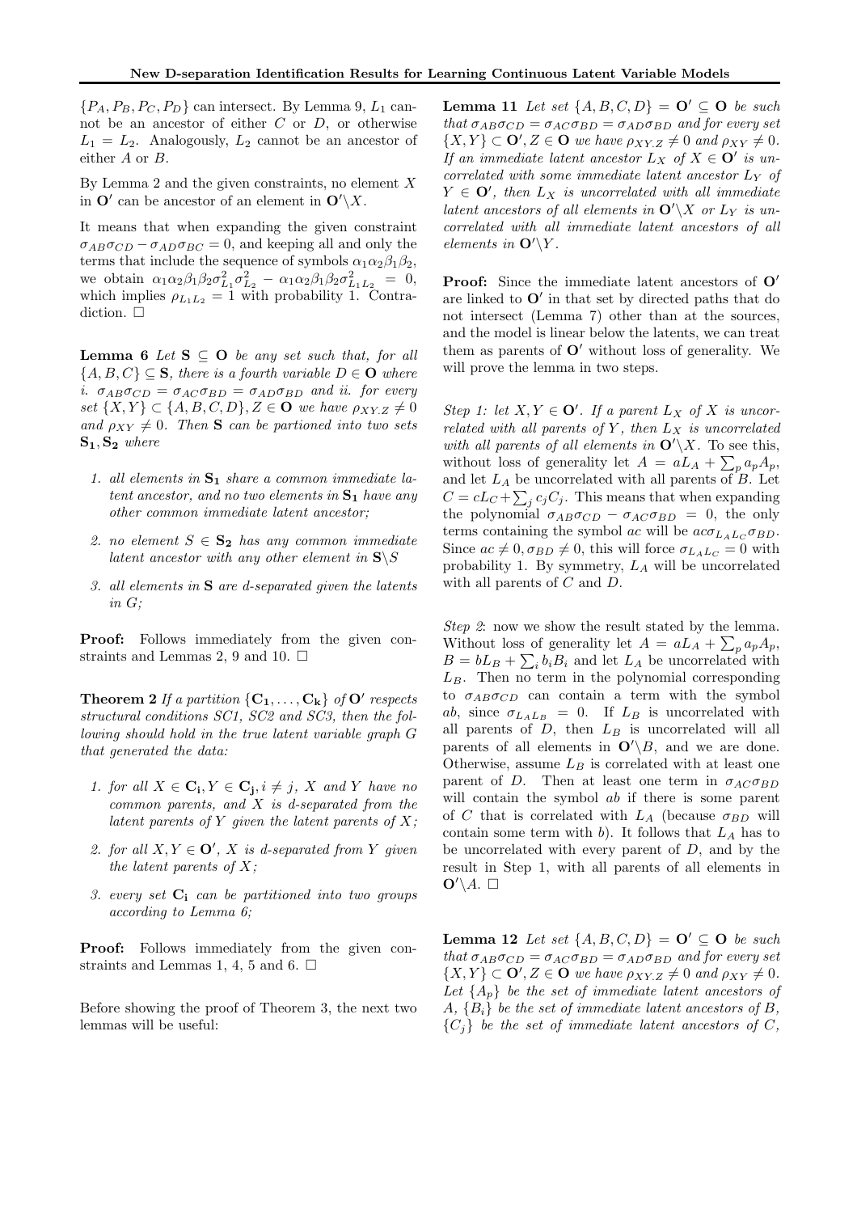$\{P_A, P_B, P_C, P_D\}$ can intersect. By Lemma 9, $L_1$ cannot be an ancestor of either $C$ or $D$, or otherwise $L_1 = L_2$. Analogously, $L_2$ cannot be an ancestor of either $A$ or $B$.

By Lemma 2 and the given constraints, no element $X$ in $\mathbf{O}'$ can be ancestor of an element in $\mathbf{O}'\backslash X$.

It means that when expanding the given constraint $\sigma_{AB}\sigma_{CD} - \sigma_{AD}\sigma_{BC} = 0$, and keeping all and only the terms that include the sequence of symbols $\alpha_1\alpha_2\beta_1\beta_2$, we obtain $\alpha_1\alpha_2\beta_1\beta_2\sigma^2_{L_1}\sigma^2_{L_2} - \alpha_1\alpha_2\beta_1\beta_2\sigma^2_{L_1L_2} = 0$, which implies $\rho_{L_1L_2} = 1$ with probability 1. Contradiction. □

**Lemma 6** *Let $\mathbf{S} \subseteq \mathbf{O}$ be any set such that, for all $\{A, B, C\} \subseteq \mathbf{S}$, there is a fourth variable $D \in \mathbf{O}$ where i. $\sigma_{AB}\sigma_{CD} = \sigma_{AC}\sigma_{BD} = \sigma_{AD}\sigma_{BD}$ and ii. for every set $\{X, Y\} \subset \{A, B, C, D\}, Z \in \mathbf{O}$ we have $\rho_{XY.Z} \neq 0$ and $\rho_{XY} \neq 0$. Then $\mathbf{S}$ can be partioned into two sets $\mathbf{S_1}, \mathbf{S_2}$ where*

1. *all elements in $\mathbf{S_1}$ share a common immediate latent ancestor, and no two elements in $\mathbf{S_1}$ have any other common immediate latent ancestor;*
2. *no element $S \in \mathbf{S_2}$ has any common immediate latent ancestor with any other element in $\mathbf{S}\backslash S$*
3. *all elements in $\mathbf{S}$ are d-separated given the latents in $G$;*

**Proof:** Follows immediately from the given constraints and Lemmas 2, 9 and 10. □

**Theorem 2** *If a partition $\{\mathbf{C_1}, \ldots, \mathbf{C_k}\}$ of $\mathbf{O}'$ respects structural conditions SC1, SC2 and SC3, then the following should hold in the true latent variable graph $G$ that generated the data:*

1. *for all $X \in \mathbf{C_i}, Y \in \mathbf{C_j}, i \neq j$, $X$ and $Y$ have no common parents, and $X$ is d-separated from the latent parents of $Y$ given the latent parents of $X$;*
2. *for all $X, Y \in \mathbf{O}'$, $X$ is d-separated from $Y$ given the latent parents of $X$;*
3. *every set $\mathbf{C_i}$ can be partitioned into two groups according to Lemma 6;*

**Proof:** Follows immediately from the given constraints and Lemmas 1, 4, 5 and 6. □

Before showing the proof of Theorem 3, the next two lemmas will be useful:

**Lemma 11** *Let set $\{A, B, C, D\} = \mathbf{O}' \subseteq \mathbf{O}$ be such that $\sigma_{AB}\sigma_{CD} = \sigma_{AC}\sigma_{BD} = \sigma_{AD}\sigma_{BD}$ and for every set $\{X, Y\} \subset \mathbf{O}', Z \in \mathbf{O}$ we have $\rho_{XY.Z} \neq 0$ and $\rho_{XY} \neq 0$. If an immediate latent ancestor $L_X$ of $X \in \mathbf{O}'$ is uncorrelated with some immediate latent ancestor $L_Y$ of $Y \in \mathbf{O}'$, then $L_X$ is uncorrelated with all immediate latent ancestors of all elements in $\mathbf{O}'\backslash X$ or $L_Y$ is uncorrelated with all immediate latent ancestors of all elements in $\mathbf{O}'\backslash Y$.*

**Proof:** Since the immediate latent ancestors of $\mathbf{O}'$ are linked to $\mathbf{O}'$ in that set by directed paths that do not intersect (Lemma 7) other than at the sources, and the model is linear below the latents, we can treat them as parents of $\mathbf{O}'$ without loss of generality. We will prove the lemma in two steps.

*Step 1: let $X, Y \in \mathbf{O}'$. If a parent $L_X$ of $X$ is uncorrelated with all parents of $Y$, then $L_X$ is uncorrelated with all parents of all elements in $\mathbf{O}'\backslash X$.* To see this, without loss of generality let $A = aL_A + \sum_p a_pA_p$, and let $L_A$ be uncorrelated with all parents of $B$. Let $C = cL_C + \sum_j c_jC_j$. This means that when expanding the polynomial $\sigma_{AB}\sigma_{CD} - \sigma_{AC}\sigma_{BD} = 0$, the only terms containing the symbol $ac$ will be $ac\sigma_{L_AL_C}\sigma_{BD}$. Since $ac \neq 0, \sigma_{BD} \neq 0$, this will force $\sigma_{L_AL_C} = 0$ with probability 1. By symmetry, $L_A$ will be uncorrelated with all parents of $C$ and $D$.

*Step 2*: now we show the result stated by the lemma. Without loss of generality let $A = aL_A + \sum_p a_pA_p$, $B = bL_B + \sum_i b_iB_i$ and let $L_A$ be uncorrelated with $L_B$. Then no term in the polynomial corresponding to $\sigma_{AB}\sigma_{CD}$ can contain a term with the symbol $ab$, since $\sigma_{L_AL_B} = 0$. If $L_B$ is uncorrelated with all parents of $D$, then $L_B$ is uncorrelated will all parents of all elements in $\mathbf{O}'\backslash B$, and we are done. Otherwise, assume $L_B$ is correlated with at least one parent of $D$. Then at least one term in $\sigma_{AC}\sigma_{BD}$ will contain the symbol $ab$ if there is some parent of $C$ that is correlated with $L_A$ (because $\sigma_{BD}$ will contain some term with $b$). It follows that $L_A$ has to be uncorrelated with every parent of $D$, and by the result in Step 1, with all parents of all elements in $\mathbf{O}'\backslash A$. □

**Lemma 12** *Let set $\{A, B, C, D\} = \mathbf{O}' \subseteq \mathbf{O}$ be such that $\sigma_{AB}\sigma_{CD} = \sigma_{AC}\sigma_{BD} = \sigma_{AD}\sigma_{BD}$ and for every set $\{X, Y\} \subset \mathbf{O}', Z \in \mathbf{O}$ we have $\rho_{XY.Z} \neq 0$ and $\rho_{XY} \neq 0$. Let $\{A_p\}$ be the set of immediate latent ancestors of $A$, $\{B_i\}$ be the set of immediate latent ancestors of $B$, $\{C_j\}$ be the set of immediate latent ancestors of $C$,*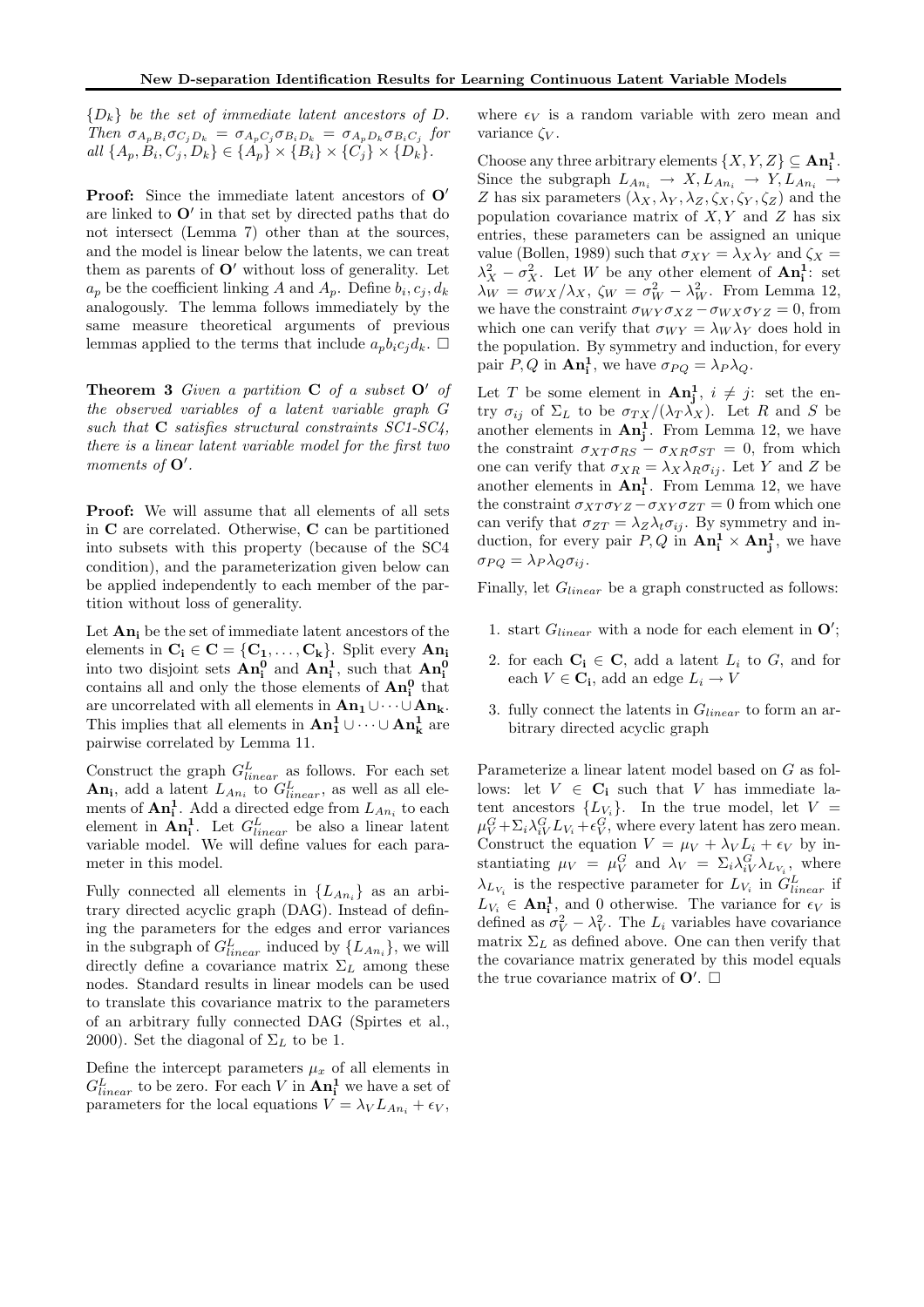$\{D_k\}$ *be the set of immediate latent ancestors of* $D$. *Then* $\sigma_{A_pB_i}\sigma_{C_jD_k} = \sigma_{A_pC_j}\sigma_{B_iD_k} = \sigma_{A_pD_k}\sigma_{B_iC_j}$ *for all* $\{A_p, B_i, C_j, D_k\} \in \{A_p\} \times \{B_i\} \times \{C_j\} \times \{D_k\}$.

**Proof:** Since the immediate latent ancestors of $\mathbf{O}'$ are linked to $\mathbf{O}'$ in that set by directed paths that do not intersect (Lemma 7) other than at the sources, and the model is linear below the latents, we can treat them as parents of $\mathbf{O}'$ without loss of generality. Let $a_p$ be the coefficient linking $A$ and $A_p$. Define $b_i, c_j, d_k$ analogously. The lemma follows immediately by the same measure theoretical arguments of previous lemmas applied to the terms that include $a_pb_ic_jd_k$. $\square$

**Theorem 3** *Given a partition* $\mathbf{C}$ *of a subset* $\mathbf{O}'$ *of the observed variables of a latent variable graph* $G$ *such that* $\mathbf{C}$ *satisfies structural constraints SC1-SC4, there is a linear latent variable model for the first two moments of* $\mathbf{O}'$.

**Proof:** We will assume that all elements of all sets in $\mathbf{C}$ are correlated. Otherwise, $\mathbf{C}$ can be partitioned into subsets with this property (because of the SC4 condition), and the parameterization given below can be applied independently to each member of the partition without loss of generality.

Let $\mathbf{An_i}$ be the set of immediate latent ancestors of the elements in $\mathbf{C_i} \in \mathbf{C} = \{\mathbf{C_1}, \dots, \mathbf{C_k}\}$. Split every $\mathbf{An_i}$ into two disjoint sets $\mathbf{An_i^0}$ and $\mathbf{An_i^1}$, such that $\mathbf{An_i^0}$ contains all and only the those elements of $\mathbf{An_i^0}$ that are uncorrelated with all elements in $\mathbf{An_1} \cup \dots \cup \mathbf{An_k}$. This implies that all elements in $\mathbf{An_1^1} \cup \dots \cup \mathbf{An_k^1}$ are pairwise correlated by Lemma 11.

Construct the graph $G^L_{linear}$ as follows. For each set $\mathbf{An_i}$, add a latent $L_{An_i}$ to $G^L_{linear}$, as well as all elements of $\mathbf{An_i^1}$. Add a directed edge from $L_{An_i}$ to each element in $\mathbf{An_i^1}$. Let $G^L_{linear}$ be also a linear latent variable model. We will define values for each parameter in this model.

Fully connected all elements in $\{L_{An_i}\}$ as an arbitrary directed acyclic graph (DAG). Instead of defining the parameters for the edges and error variances in the subgraph of $G^L_{linear}$ induced by $\{L_{An_i}\}$, we will directly define a covariance matrix $\Sigma_L$ among these nodes. Standard results in linear models can be used to translate this covariance matrix to the parameters of an arbitrary fully connected DAG (Spirtes et al., 2000). Set the diagonal of $\Sigma_L$ to be 1.

Define the intercept parameters $\mu_x$ of all elements in $G^L_{linear}$ to be zero. For each $V$ in $\mathbf{An_i^1}$ we have a set of parameters for the local equations $V = \lambda_V L_{An_i} + \epsilon_V$, where $\epsilon_V$ is a random variable with zero mean and variance $\zeta_V$.

Choose any three arbitrary elements $\{X, Y, Z\} \subseteq \mathbf{An_i^1}$. Since the subgraph $L_{An_i} \rightarrow X, L_{An_i} \rightarrow Y, L_{An_i} \rightarrow Z$ has six parameters $(\lambda_X, \lambda_Y, \lambda_Z, \zeta_X, \zeta_Y, \zeta_Z)$ and the population covariance matrix of $X, Y$ and $Z$ has six entries, these parameters can be assigned an unique value (Bollen, 1989) such that $\sigma_{XY} = \lambda_X\lambda_Y$ and $\zeta_X = \lambda_X^2 - \sigma_X^2$. Let $W$ be any other element of $\mathbf{An_i^1}$: set $\lambda_W = \sigma_{WX}/\lambda_X$, $\zeta_W = \sigma_W^2 - \lambda_W^2$. From Lemma 12, we have the constraint $\sigma_{WY}\sigma_{XZ} - \sigma_{WX}\sigma_{YZ} = 0$, from which one can verify that $\sigma_{WY} = \lambda_W\lambda_Y$ does hold in the population. By symmetry and induction, for every pair $P, Q$ in $\mathbf{An_i^1}$, we have $\sigma_{PQ} = \lambda_P\lambda_Q$.

Let $T$ be some element in $\mathbf{An_j^1}$, $i \neq j$: set the entry $\sigma_{ij}$ of $\Sigma_L$ to be $\sigma_{TX}/(\lambda_T\lambda_X)$. Let $R$ and $S$ be another elements in $\mathbf{An_j^1}$. From Lemma 12, we have the constraint $\sigma_{XT}\sigma_{RS} - \sigma_{XR}\sigma_{ST} = 0$, from which one can verify that $\sigma_{XR} = \lambda_X\lambda_R\sigma_{ij}$. Let $Y$ and $Z$ be another elements in $\mathbf{An_i^1}$. From Lemma 12, we have the constraint $\sigma_{XT}\sigma_{YZ} - \sigma_{XY}\sigma_{ZT} = 0$ from which one can verify that $\sigma_{ZT} = \lambda_Z\lambda_t\sigma_{ij}$. By symmetry and induction, for every pair $P, Q$ in $\mathbf{An_i^1} \times \mathbf{An_j^1}$, we have $\sigma_{PQ} = \lambda_P\lambda_Q\sigma_{ij}$.

Finally, let $G_{linear}$ be a graph constructed as follows:

1. start $G_{linear}$ with a node for each element in $\mathbf{O}'$;
2. for each $\mathbf{C_i} \in \mathbf{C}$, add a latent $L_i$ to $G$, and for each $V \in \mathbf{C_i}$, add an edge $L_i \rightarrow V$
3. fully connect the latents in $G_{linear}$ to form an arbitrary directed acyclic graph

Parameterize a linear latent model based on $G$ as follows: let $V \in \mathbf{C_i}$ such that $V$ has immediate latent ancestors $\{L_{V_i}\}$. In the true model, let $V = \mu_V^G + \Sigma_i\lambda_{iV}^G L_{V_i} + \epsilon_V^G$, where every latent has zero mean. Construct the equation $V = \mu_V + \lambda_V L_i + \epsilon_V$ by instantiating $\mu_V = \mu_V^G$ and $\lambda_V = \Sigma_i\lambda_{iV}^G\lambda_{L_{V_i}}$, where $\lambda_{L_{V_i}}$ is the respective parameter for $L_{V_i}$ in $G^L_{linear}$ if $L_{V_i} \in \mathbf{An_i^1}$, and 0 otherwise. The variance for $\epsilon_V$ is defined as $\sigma_V^2 - \lambda_V^2$. The $L_i$ variables have covariance matrix $\Sigma_L$ as defined above. One can then verify that the covariance matrix generated by this model equals the true covariance matrix of $\mathbf{O}'$. $\square$